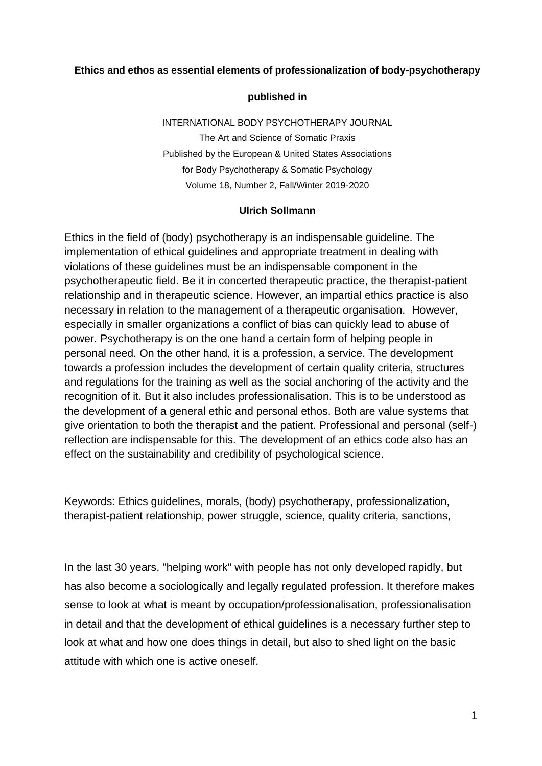**Ethics and ethos as essential elements of professionalization of body-psychotherapy**

**published in**

INTERNATIONAL BODY PSYCHOTHERAPY JOURNAL
The Art and Science of Somatic Praxis
Published by the European & United States Associations
for Body Psychotherapy & Somatic Psychology
Volume 18, Number 2, Fall/Winter 2019-2020

**Ulrich Sollmann**

Ethics in the field of (body) psychotherapy is an indispensable guideline. The implementation of ethical guidelines and appropriate treatment in dealing with violations of these guidelines must be an indispensable component in the psychotherapeutic field. Be it in concerted therapeutic practice, the therapist-patient relationship and in therapeutic science. However, an impartial ethics practice is also necessary in relation to the management of a therapeutic organisation. However, especially in smaller organizations a conflict of bias can quickly lead to abuse of power. Psychotherapy is on the one hand a certain form of helping people in personal need. On the other hand, it is a profession, a service. The development towards a profession includes the development of certain quality criteria, structures and regulations for the training as well as the social anchoring of the activity and the recognition of it. But it also includes professionalisation. This is to be understood as the development of a general ethic and personal ethos. Both are value systems that give orientation to both the therapist and the patient. Professional and personal (self-) reflection are indispensable for this. The development of an ethics code also has an effect on the sustainability and credibility of psychological science.

Keywords: Ethics guidelines, morals, (body) psychotherapy, professionalization, therapist-patient relationship, power struggle, science, quality criteria, sanctions,

In the last 30 years, "helping work" with people has not only developed rapidly, but has also become a sociologically and legally regulated profession. It therefore makes sense to look at what is meant by occupation/professionalisation, professionalisation in detail and that the development of ethical guidelines is a necessary further step to look at what and how one does things in detail, but also to shed light on the basic attitude with which one is active oneself.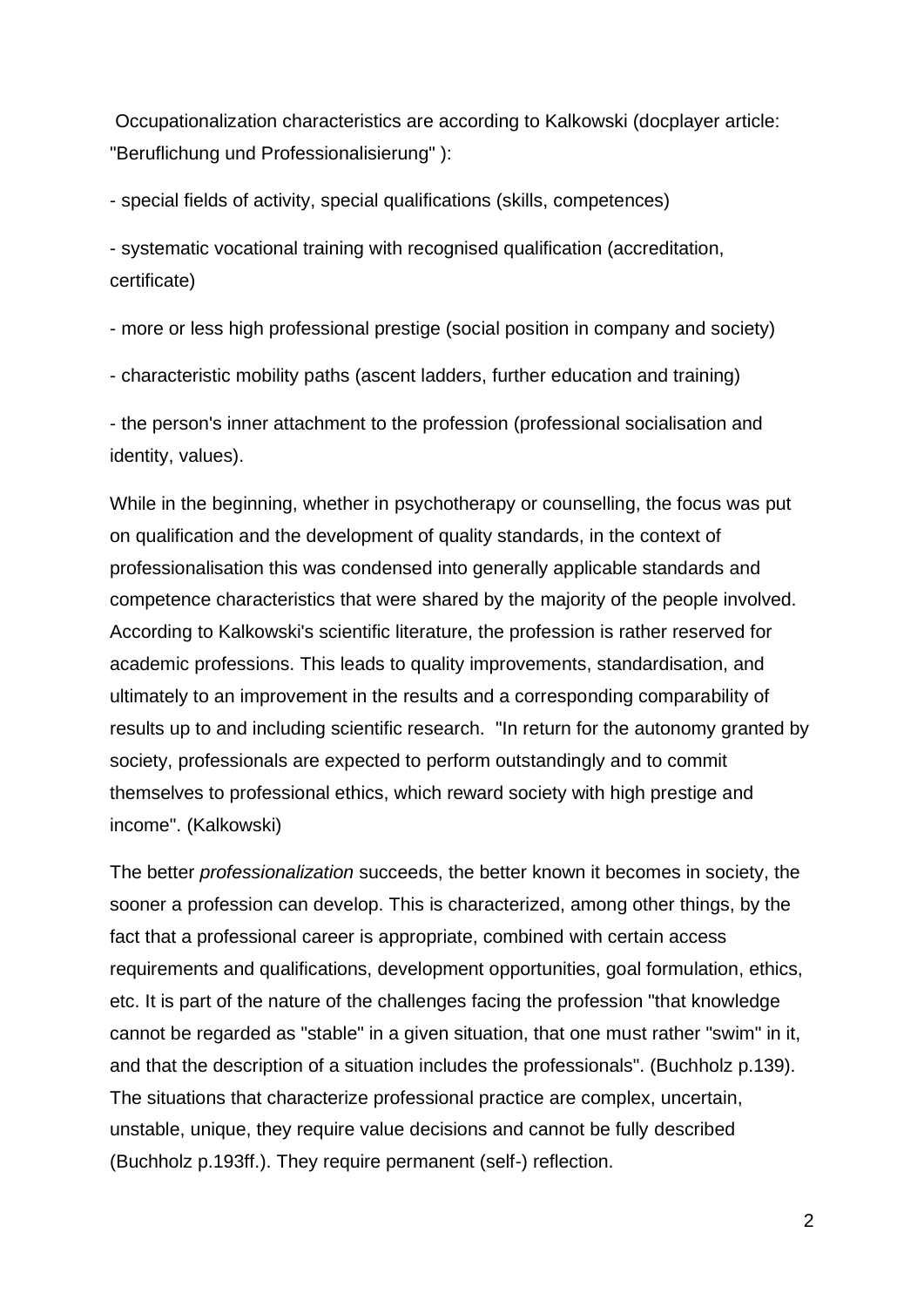Occupationalization characteristics are according to Kalkowski (docplayer article: "Beruflichung und Professionalisierung" ):

- special fields of activity, special qualifications (skills, competences)

- systematic vocational training with recognised qualification (accreditation, certificate)

- more or less high professional prestige (social position in company and society)

- characteristic mobility paths (ascent ladders, further education and training)

- the person's inner attachment to the profession (professional socialisation and identity, values).

While in the beginning, whether in psychotherapy or counselling, the focus was put on qualification and the development of quality standards, in the context of professionalisation this was condensed into generally applicable standards and competence characteristics that were shared by the majority of the people involved. According to Kalkowski's scientific literature, the profession is rather reserved for academic professions. This leads to quality improvements, standardisation, and ultimately to an improvement in the results and a corresponding comparability of results up to and including scientific research. "In return for the autonomy granted by society, professionals are expected to perform outstandingly and to commit themselves to professional ethics, which reward society with high prestige and income". (Kalkowski)

The better *professionalization* succeeds, the better known it becomes in society, the sooner a profession can develop. This is characterized, among other things, by the fact that a professional career is appropriate, combined with certain access requirements and qualifications, development opportunities, goal formulation, ethics, etc. It is part of the nature of the challenges facing the profession "that knowledge cannot be regarded as "stable" in a given situation, that one must rather "swim" in it, and that the description of a situation includes the professionals". (Buchholz p.139). The situations that characterize professional practice are complex, uncertain, unstable, unique, they require value decisions and cannot be fully described (Buchholz p.193ff.). They require permanent (self-) reflection.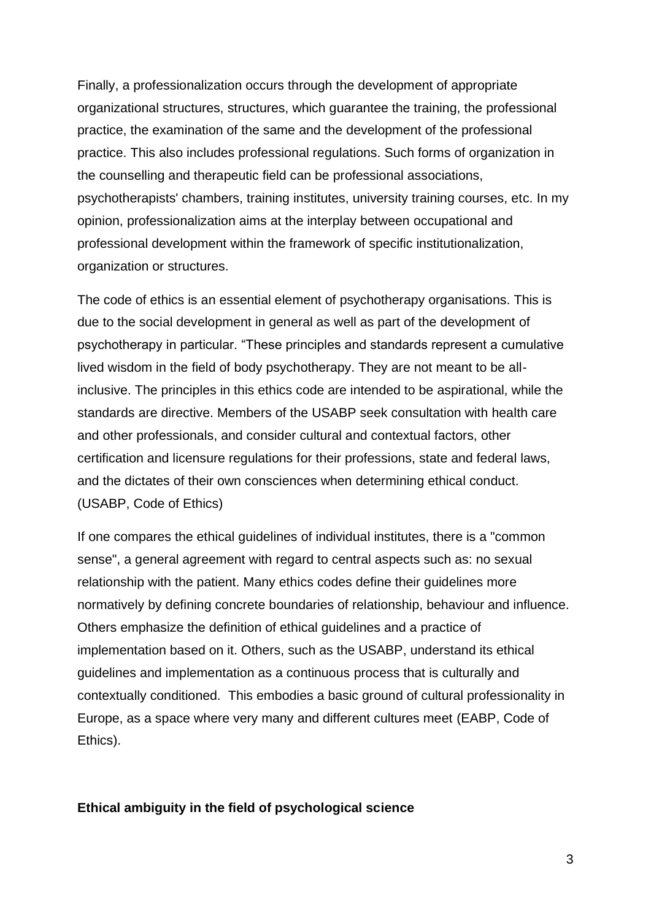Finally, a professionalization occurs through the development of appropriate organizational structures, structures, which guarantee the training, the professional practice, the examination of the same and the development of the professional practice. This also includes professional regulations. Such forms of organization in the counselling and therapeutic field can be professional associations, psychotherapists' chambers, training institutes, university training courses, etc. In my opinion, professionalization aims at the interplay between occupational and professional development within the framework of specific institutionalization, organization or structures.

The code of ethics is an essential element of psychotherapy organisations. This is due to the social development in general as well as part of the development of psychotherapy in particular. "These principles and standards represent a cumulative lived wisdom in the field of body psychotherapy. They are not meant to be all-inclusive. The principles in this ethics code are intended to be aspirational, while the standards are directive. Members of the USABP seek consultation with health care and other professionals, and consider cultural and contextual factors, other certification and licensure regulations for their professions, state and federal laws, and the dictates of their own consciences when determining ethical conduct. (USABP, Code of Ethics)

If one compares the ethical guidelines of individual institutes, there is a "common sense", a general agreement with regard to central aspects such as: no sexual relationship with the patient. Many ethics codes define their guidelines more normatively by defining concrete boundaries of relationship, behaviour and influence. Others emphasize the definition of ethical guidelines and a practice of implementation based on it. Others, such as the USABP, understand its ethical guidelines and implementation as a continuous process that is culturally and contextually conditioned. This embodies a basic ground of cultural professionality in Europe, as a space where very many and different cultures meet (EABP, Code of Ethics).

**Ethical ambiguity in the field of psychological science**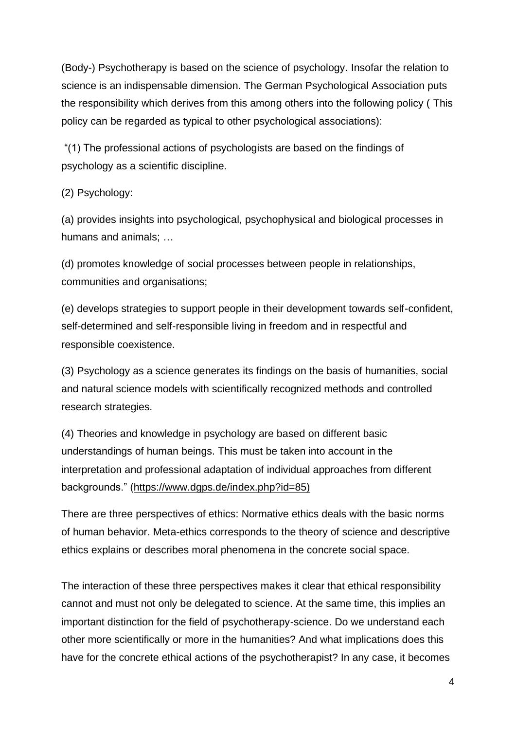(Body-) Psychotherapy is based on the science of psychology. Insofar the relation to science is an indispensable dimension. The German Psychological Association puts the responsibility which derives from this among others into the following policy ( This policy can be regarded as typical to other psychological associations):

"(1) The professional actions of psychologists are based on the findings of psychology as a scientific discipline.

(2) Psychology:

(a) provides insights into psychological, psychophysical and biological processes in humans and animals; …

(d) promotes knowledge of social processes between people in relationships, communities and organisations;

(e) develops strategies to support people in their development towards self-confident, self-determined and self-responsible living in freedom and in respectful and responsible coexistence.

(3) Psychology as a science generates its findings on the basis of humanities, social and natural science models with scientifically recognized methods and controlled research strategies.

(4) Theories and knowledge in psychology are based on different basic understandings of human beings. This must be taken into account in the interpretation and professional adaptation of individual approaches from different backgrounds." (https://www.dgps.de/index.php?id=85)

There are three perspectives of ethics: Normative ethics deals with the basic norms of human behavior. Meta-ethics corresponds to the theory of science and descriptive ethics explains or describes moral phenomena in the concrete social space.

The interaction of these three perspectives makes it clear that ethical responsibility cannot and must not only be delegated to science. At the same time, this implies an important distinction for the field of psychotherapy-science. Do we understand each other more scientifically or more in the humanities? And what implications does this have for the concrete ethical actions of the psychotherapist? In any case, it becomes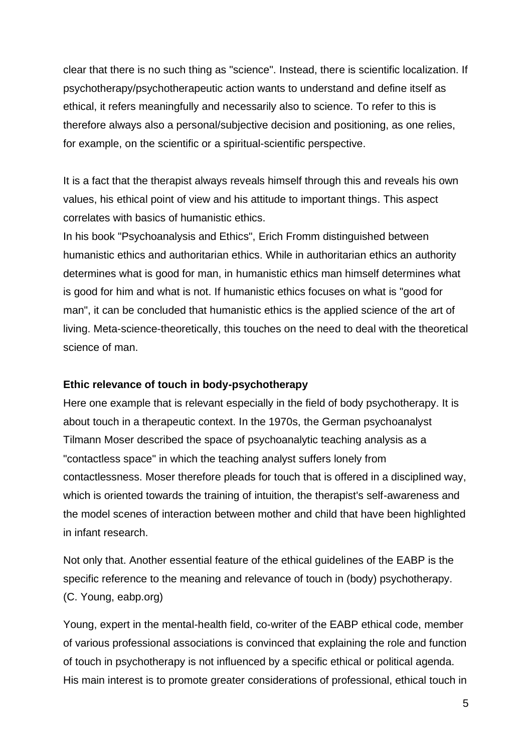clear that there is no such thing as "science". Instead, there is scientific localization. If psychotherapy/psychotherapeutic action wants to understand and define itself as ethical, it refers meaningfully and necessarily also to science. To refer to this is therefore always also a personal/subjective decision and positioning, as one relies, for example, on the scientific or a spiritual-scientific perspective.

It is a fact that the therapist always reveals himself through this and reveals his own values, his ethical point of view and his attitude to important things. This aspect correlates with basics of humanistic ethics.
In his book "Psychoanalysis and Ethics", Erich Fromm distinguished between humanistic ethics and authoritarian ethics. While in authoritarian ethics an authority determines what is good for man, in humanistic ethics man himself determines what is good for him and what is not. If humanistic ethics focuses on what is "good for man", it can be concluded that humanistic ethics is the applied science of the art of living. Meta-science-theoretically, this touches on the need to deal with the theoretical science of man.

**Ethic relevance of touch in body-psychotherapy**

Here one example that is relevant especially in the field of body psychotherapy. It is about touch in a therapeutic context. In the 1970s, the German psychoanalyst Tilmann Moser described the space of psychoanalytic teaching analysis as a "contactless space" in which the teaching analyst suffers lonely from contactlessness. Moser therefore pleads for touch that is offered in a disciplined way, which is oriented towards the training of intuition, the therapist's self-awareness and the model scenes of interaction between mother and child that have been highlighted in infant research.

Not only that. Another essential feature of the ethical guidelines of the EABP is the specific reference to the meaning and relevance of touch in (body) psychotherapy. (C. Young, eabp.org)

Young, expert in the mental-health field, co-writer of the EABP ethical code, member of various professional associations is convinced that explaining the role and function of touch in psychotherapy is not influenced by a specific ethical or political agenda. His main interest is to promote greater considerations of professional, ethical touch in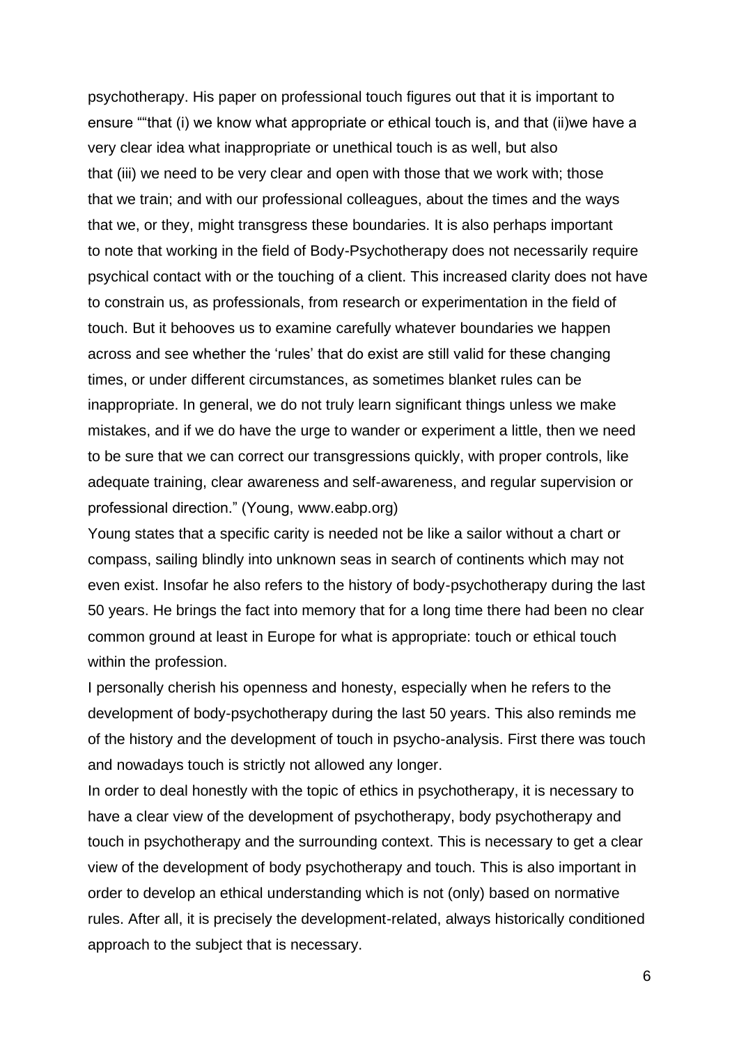psychotherapy. His paper on professional touch figures out that it is important to ensure ""that (i) we know what appropriate or ethical touch is, and that (ii)we have a very clear idea what inappropriate or unethical touch is as well, but also that (iii) we need to be very clear and open with those that we work with; those that we train; and with our professional colleagues, about the times and the ways that we, or they, might transgress these boundaries. It is also perhaps important to note that working in the field of Body-Psychotherapy does not necessarily require psychical contact with or the touching of a client. This increased clarity does not have to constrain us, as professionals, from research or experimentation in the field of touch. But it behooves us to examine carefully whatever boundaries we happen across and see whether the 'rules' that do exist are still valid for these changing times, or under different circumstances, as sometimes blanket rules can be inappropriate. In general, we do not truly learn significant things unless we make mistakes, and if we do have the urge to wander or experiment a little, then we need to be sure that we can correct our transgressions quickly, with proper controls, like adequate training, clear awareness and self-awareness, and regular supervision or professional direction." (Young, www.eabp.org)

Young states that a specific carity is needed not be like a sailor without a chart or compass, sailing blindly into unknown seas in search of continents which may not even exist. Insofar he also refers to the history of body-psychotherapy during the last 50 years. He brings the fact into memory that for a long time there had been no clear common ground at least in Europe for what is appropriate: touch or ethical touch within the profession.

I personally cherish his openness and honesty, especially when he refers to the development of body-psychotherapy during the last 50 years. This also reminds me of the history and the development of touch in psycho-analysis. First there was touch and nowadays touch is strictly not allowed any longer.

In order to deal honestly with the topic of ethics in psychotherapy, it is necessary to have a clear view of the development of psychotherapy, body psychotherapy and touch in psychotherapy and the surrounding context. This is necessary to get a clear view of the development of body psychotherapy and touch. This is also important in order to develop an ethical understanding which is not (only) based on normative rules. After all, it is precisely the development-related, always historically conditioned approach to the subject that is necessary.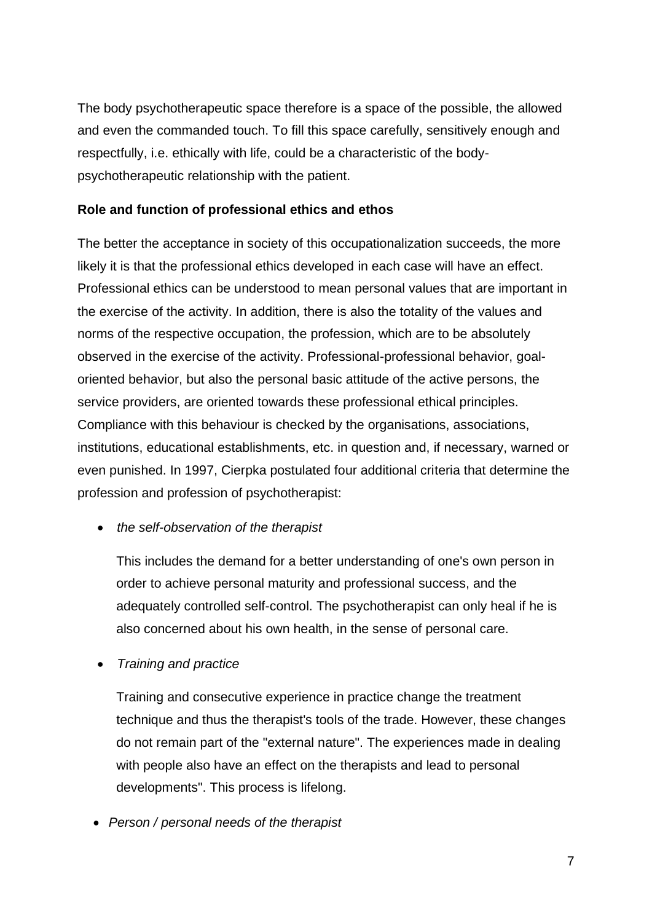The body psychotherapeutic space therefore is a space of the possible, the allowed and even the commanded touch. To fill this space carefully, sensitively enough and respectfully, i.e. ethically with life, could be a characteristic of the body-psychotherapeutic relationship with the patient.

**Role and function of professional ethics and ethos**

The better the acceptance in society of this occupationalization succeeds, the more likely it is that the professional ethics developed in each case will have an effect. Professional ethics can be understood to mean personal values that are important in the exercise of the activity. In addition, there is also the totality of the values and norms of the respective occupation, the profession, which are to be absolutely observed in the exercise of the activity. Professional-professional behavior, goal-oriented behavior, but also the personal basic attitude of the active persons, the service providers, are oriented towards these professional ethical principles. Compliance with this behaviour is checked by the organisations, associations, institutions, educational establishments, etc. in question and, if necessary, warned or even punished. In 1997, Cierpka postulated four additional criteria that determine the profession and profession of psychotherapist:

- *the self-observation of the therapist*

  This includes the demand for a better understanding of one's own person in order to achieve personal maturity and professional success, and the adequately controlled self-control. The psychotherapist can only heal if he is also concerned about his own health, in the sense of personal care.

- *Training and practice*

  Training and consecutive experience in practice change the treatment technique and thus the therapist's tools of the trade. However, these changes do not remain part of the "external nature". The experiences made in dealing with people also have an effect on the therapists and lead to personal developments". This process is lifelong.

- *Person / personal needs of the therapist*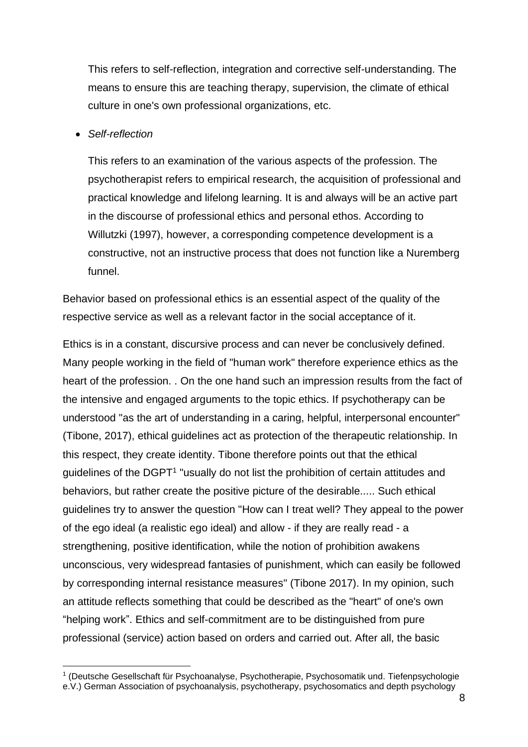This refers to self-reflection, integration and corrective self-understanding. The means to ensure this are teaching therapy, supervision, the climate of ethical culture in one's own professional organizations, etc.

- *Self-reflection*

  This refers to an examination of the various aspects of the profession. The psychotherapist refers to empirical research, the acquisition of professional and practical knowledge and lifelong learning. It is and always will be an active part in the discourse of professional ethics and personal ethos. According to Willutzki (1997), however, a corresponding competence development is a constructive, not an instructive process that does not function like a Nuremberg funnel.

Behavior based on professional ethics is an essential aspect of the quality of the respective service as well as a relevant factor in the social acceptance of it.

Ethics is in a constant, discursive process and can never be conclusively defined. Many people working in the field of "human work" therefore experience ethics as the heart of the profession. . On the one hand such an impression results from the fact of the intensive and engaged arguments to the topic ethics. If psychotherapy can be understood "as the art of understanding in a caring, helpful, interpersonal encounter" (Tibone, 2017), ethical guidelines act as protection of the therapeutic relationship. In this respect, they create identity. Tibone therefore points out that the ethical guidelines of the DGPT[1] "usually do not list the prohibition of certain attitudes and behaviors, but rather create the positive picture of the desirable..... Such ethical guidelines try to answer the question "How can I treat well? They appeal to the power of the ego ideal (a realistic ego ideal) and allow - if they are really read - a strengthening, positive identification, while the notion of prohibition awakens unconscious, very widespread fantasies of punishment, which can easily be followed by corresponding internal resistance measures" (Tibone 2017). In my opinion, such an attitude reflects something that could be described as the "heart" of one's own "helping work". Ethics and self-commitment are to be distinguished from pure professional (service) action based on orders and carried out. After all, the basic

[1] (Deutsche Gesellschaft für Psychoanalyse, Psychotherapie, Psychosomatik und. Tiefenpsychologie e.V.) German Association of psychoanalysis, psychotherapy, psychosomatics and depth psychology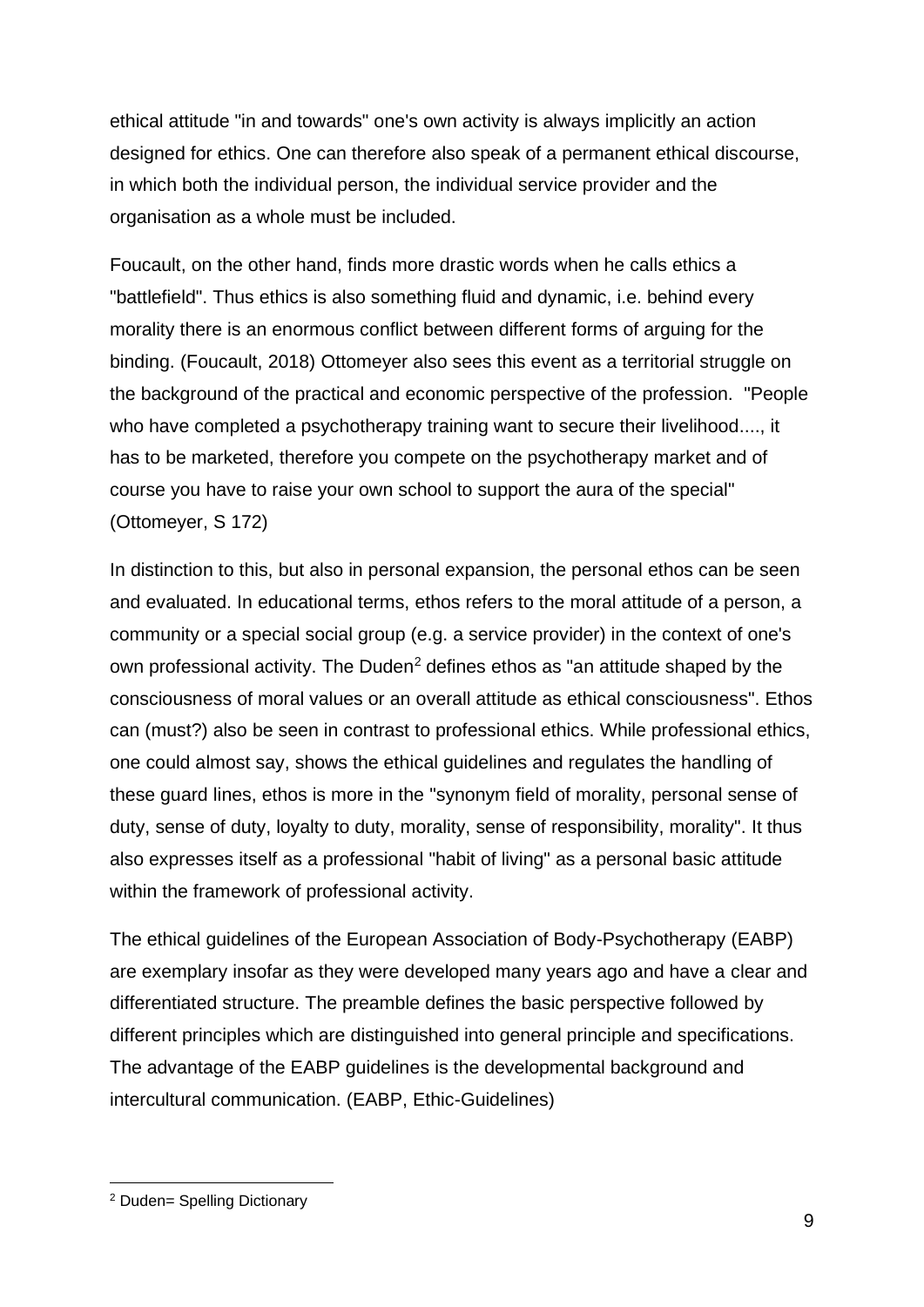ethical attitude "in and towards" one's own activity is always implicitly an action designed for ethics. One can therefore also speak of a permanent ethical discourse, in which both the individual person, the individual service provider and the organisation as a whole must be included.

Foucault, on the other hand, finds more drastic words when he calls ethics a "battlefield". Thus ethics is also something fluid and dynamic, i.e. behind every morality there is an enormous conflict between different forms of arguing for the binding. (Foucault, 2018) Ottomeyer also sees this event as a territorial struggle on the background of the practical and economic perspective of the profession. "People who have completed a psychotherapy training want to secure their livelihood...., it has to be marketed, therefore you compete on the psychotherapy market and of course you have to raise your own school to support the aura of the special" (Ottomeyer, S 172)

In distinction to this, but also in personal expansion, the personal ethos can be seen and evaluated. In educational terms, ethos refers to the moral attitude of a person, a community or a special social group (e.g. a service provider) in the context of one's own professional activity. The Duden[2] defines ethos as "an attitude shaped by the consciousness of moral values or an overall attitude as ethical consciousness". Ethos can (must?) also be seen in contrast to professional ethics. While professional ethics, one could almost say, shows the ethical guidelines and regulates the handling of these guard lines, ethos is more in the "synonym field of morality, personal sense of duty, sense of duty, loyalty to duty, morality, sense of responsibility, morality". It thus also expresses itself as a professional "habit of living" as a personal basic attitude within the framework of professional activity.

The ethical guidelines of the European Association of Body-Psychotherapy (EABP) are exemplary insofar as they were developed many years ago and have a clear and differentiated structure. The preamble defines the basic perspective followed by different principles which are distinguished into general principle and specifications. The advantage of the EABP guidelines is the developmental background and intercultural communication. (EABP, Ethic-Guidelines)

[2] Duden= Spelling Dictionary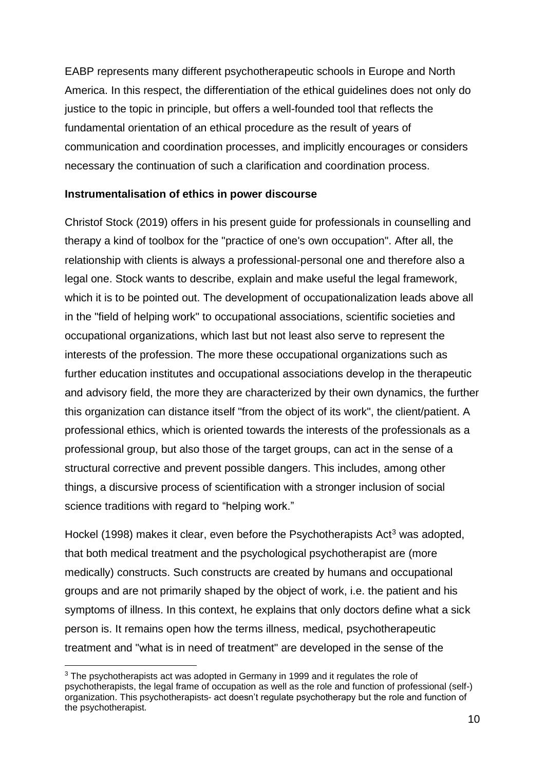EABP represents many different psychotherapeutic schools in Europe and North America. In this respect, the differentiation of the ethical guidelines does not only do justice to the topic in principle, but offers a well-founded tool that reflects the fundamental orientation of an ethical procedure as the result of years of communication and coordination processes, and implicitly encourages or considers necessary the continuation of such a clarification and coordination process.

**Instrumentalisation of ethics in power discourse**

Christof Stock (2019) offers in his present guide for professionals in counselling and therapy a kind of toolbox for the "practice of one's own occupation". After all, the relationship with clients is always a professional-personal one and therefore also a legal one. Stock wants to describe, explain and make useful the legal framework, which it is to be pointed out. The development of occupationalization leads above all in the "field of helping work" to occupational associations, scientific societies and occupational organizations, which last but not least also serve to represent the interests of the profession. The more these occupational organizations such as further education institutes and occupational associations develop in the therapeutic and advisory field, the more they are characterized by their own dynamics, the further this organization can distance itself "from the object of its work", the client/patient. A professional ethics, which is oriented towards the interests of the professionals as a professional group, but also those of the target groups, can act in the sense of a structural corrective and prevent possible dangers. This includes, among other things, a discursive process of scientification with a stronger inclusion of social science traditions with regard to "helping work."

Hockel (1998) makes it clear, even before the Psychotherapists Act[3] was adopted, that both medical treatment and the psychological psychotherapist are (more medically) constructs. Such constructs are created by humans and occupational groups and are not primarily shaped by the object of work, i.e. the patient and his symptoms of illness. In this context, he explains that only doctors define what a sick person is. It remains open how the terms illness, medical, psychotherapeutic treatment and "what is in need of treatment" are developed in the sense of the

[3] The psychotherapists act was adopted in Germany in 1999 and it regulates the role of psychotherapists, the legal frame of occupation as well as the role and function of professional (self-) organization. This psychotherapists- act doesn't regulate psychotherapy but the role and function of the psychotherapist.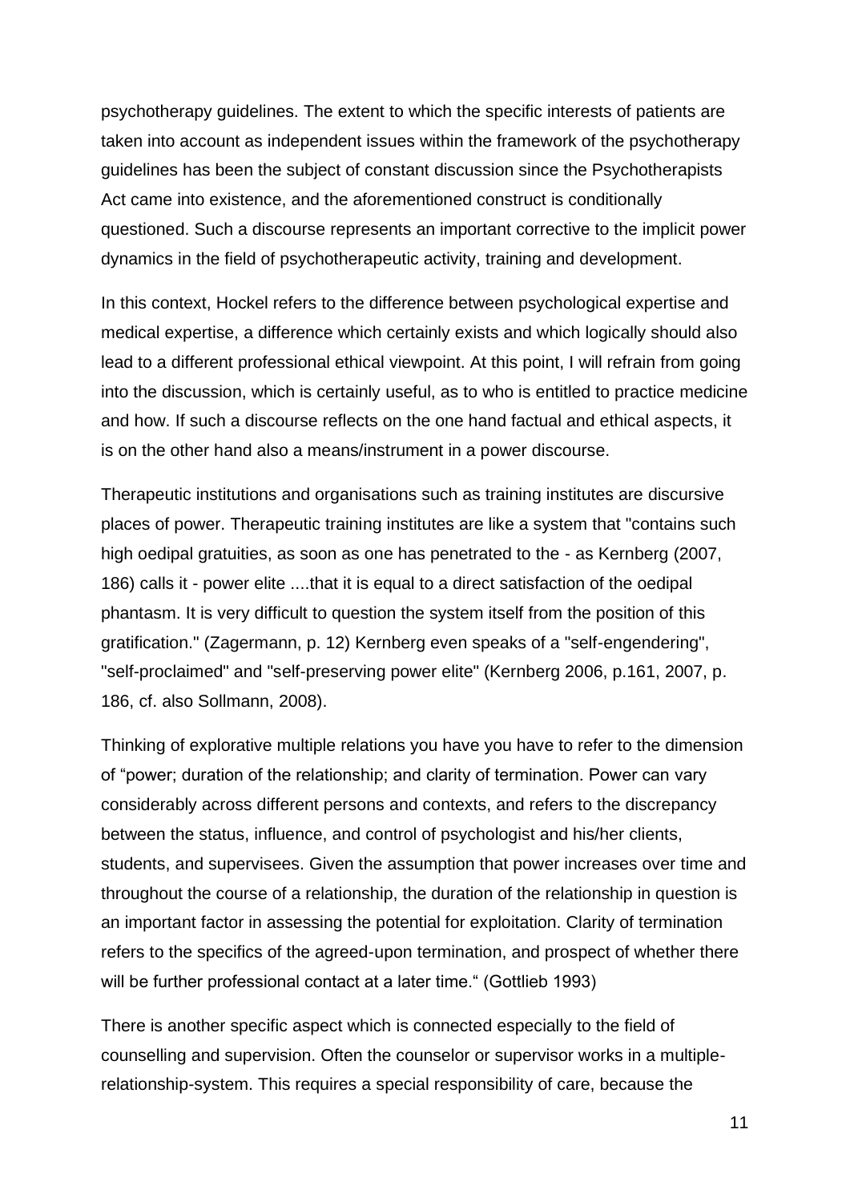psychotherapy guidelines. The extent to which the specific interests of patients are taken into account as independent issues within the framework of the psychotherapy guidelines has been the subject of constant discussion since the Psychotherapists Act came into existence, and the aforementioned construct is conditionally questioned. Such a discourse represents an important corrective to the implicit power dynamics in the field of psychotherapeutic activity, training and development.

In this context, Hockel refers to the difference between psychological expertise and medical expertise, a difference which certainly exists and which logically should also lead to a different professional ethical viewpoint. At this point, I will refrain from going into the discussion, which is certainly useful, as to who is entitled to practice medicine and how. If such a discourse reflects on the one hand factual and ethical aspects, it is on the other hand also a means/instrument in a power discourse.

Therapeutic institutions and organisations such as training institutes are discursive places of power. Therapeutic training institutes are like a system that "contains such high oedipal gratuities, as soon as one has penetrated to the - as Kernberg (2007, 186) calls it - power elite ....that it is equal to a direct satisfaction of the oedipal phantasm. It is very difficult to question the system itself from the position of this gratification." (Zagermann, p. 12) Kernberg even speaks of a "self-engendering", "self-proclaimed" and "self-preserving power elite" (Kernberg 2006, p.161, 2007, p. 186, cf. also Sollmann, 2008).

Thinking of explorative multiple relations you have you have to refer to the dimension of "power; duration of the relationship; and clarity of termination. Power can vary considerably across different persons and contexts, and refers to the discrepancy between the status, influence, and control of psychologist and his/her clients, students, and supervisees. Given the assumption that power increases over time and throughout the course of a relationship, the duration of the relationship in question is an important factor in assessing the potential for exploitation. Clarity of termination refers to the specifics of the agreed-upon termination, and prospect of whether there will be further professional contact at a later time." (Gottlieb 1993)

There is another specific aspect which is connected especially to the field of counselling and supervision. Often the counselor or supervisor works in a multiple-relationship-system. This requires a special responsibility of care, because the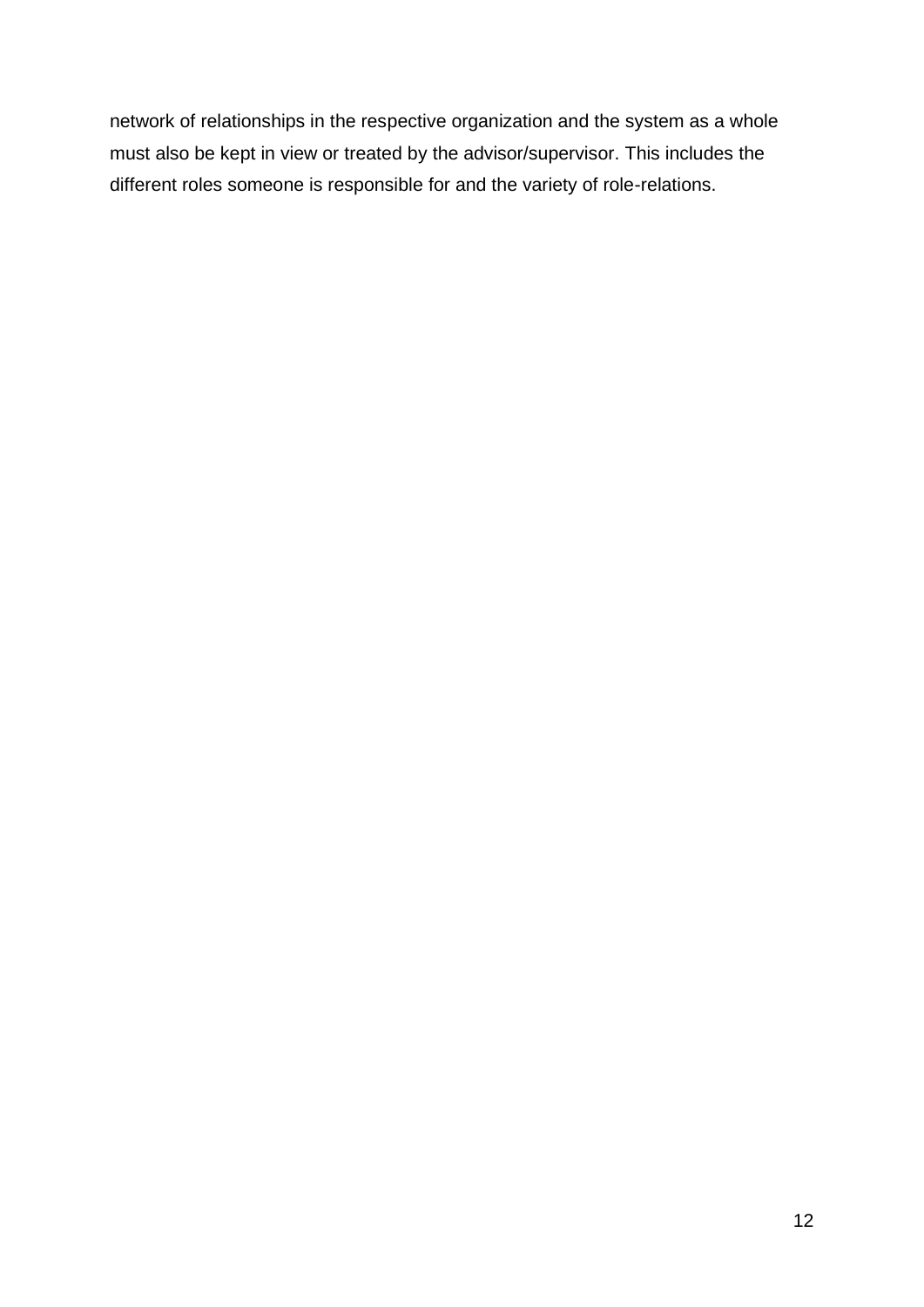network of relationships in the respective organization and the system as a whole must also be kept in view or treated by the advisor/supervisor. This includes the different roles someone is responsible for and the variety of role-relations.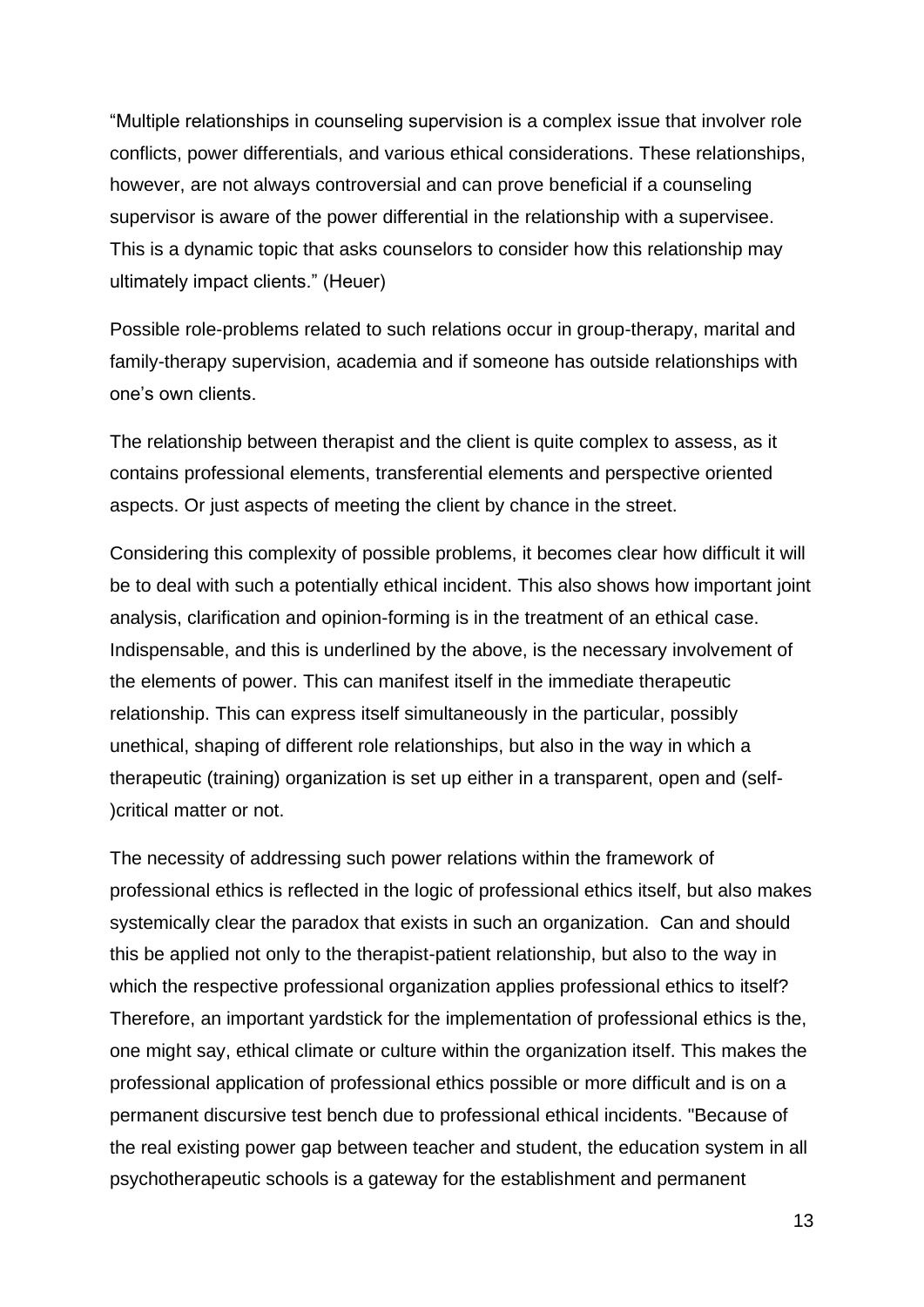“Multiple relationships in counseling supervision is a complex issue that involver role conflicts, power differentials, and various ethical considerations. These relationships, however, are not always controversial and can prove beneficial if a counseling supervisor is aware of the power differential in the relationship with a supervisee. This is a dynamic topic that asks counselors to consider how this relationship may ultimately impact clients.” (Heuer)

Possible role-problems related to such relations occur in group-therapy, marital and family-therapy supervision, academia and if someone has outside relationships with one’s own clients.

The relationship between therapist and the client is quite complex to assess, as it contains professional elements, transferential elements and perspective oriented aspects. Or just aspects of meeting the client by chance in the street.

Considering this complexity of possible problems, it becomes clear how difficult it will be to deal with such a potentially ethical incident. This also shows how important joint analysis, clarification and opinion-forming is in the treatment of an ethical case. Indispensable, and this is underlined by the above, is the necessary involvement of the elements of power. This can manifest itself in the immediate therapeutic relationship. This can express itself simultaneously in the particular, possibly unethical, shaping of different role relationships, but also in the way in which a therapeutic (training) organization is set up either in a transparent, open and (self-)critical matter or not.

The necessity of addressing such power relations within the framework of professional ethics is reflected in the logic of professional ethics itself, but also makes systemically clear the paradox that exists in such an organization. Can and should this be applied not only to the therapist-patient relationship, but also to the way in which the respective professional organization applies professional ethics to itself? Therefore, an important yardstick for the implementation of professional ethics is the, one might say, ethical climate or culture within the organization itself. This makes the professional application of professional ethics possible or more difficult and is on a permanent discursive test bench due to professional ethical incidents. "Because of the real existing power gap between teacher and student, the education system in all psychotherapeutic schools is a gateway for the establishment and permanent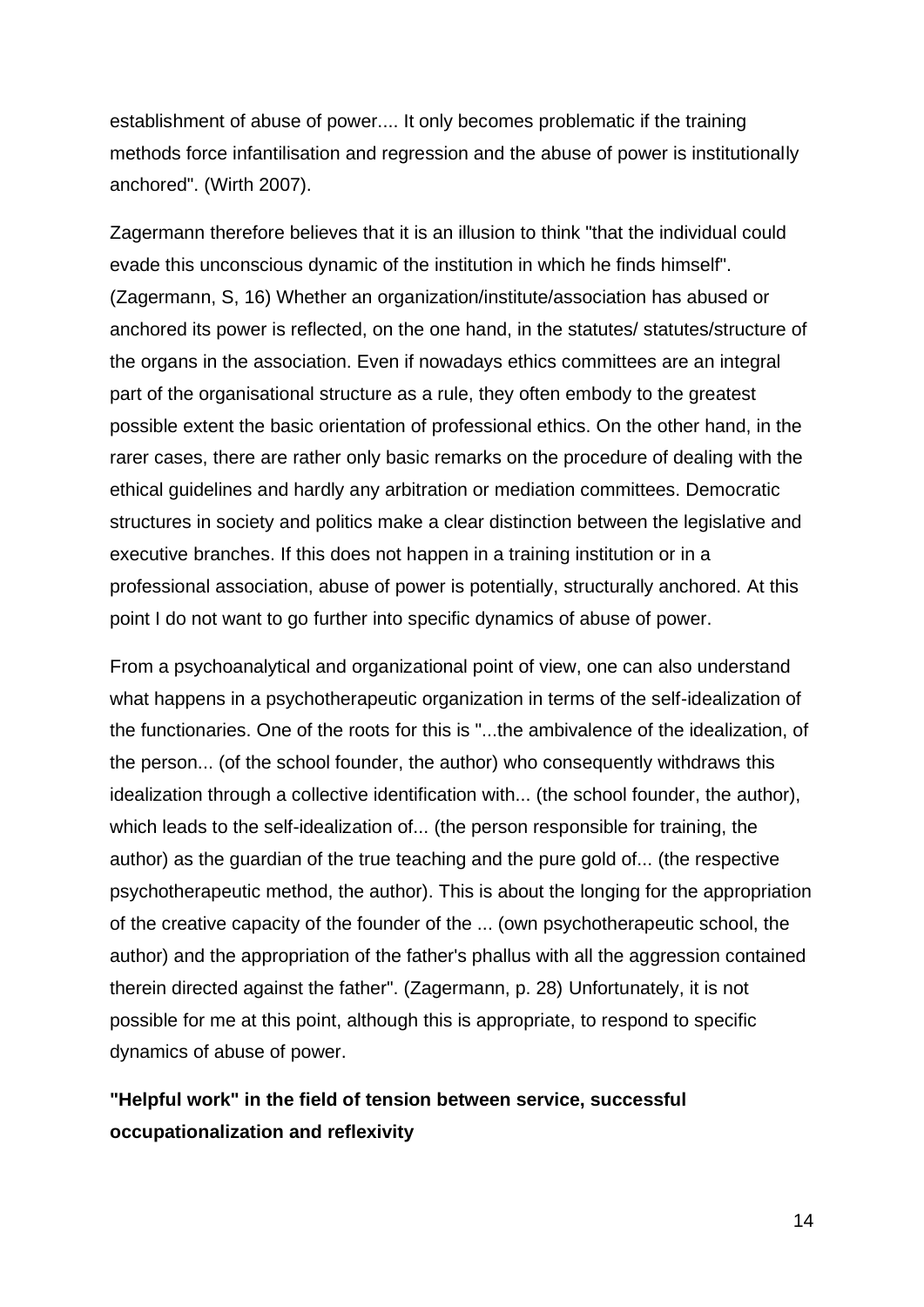establishment of abuse of power.... It only becomes problematic if the training methods force infantilisation and regression and the abuse of power is institutionally anchored". (Wirth 2007).

Zagermann therefore believes that it is an illusion to think "that the individual could evade this unconscious dynamic of the institution in which he finds himself". (Zagermann, S, 16) Whether an organization/institute/association has abused or anchored its power is reflected, on the one hand, in the statutes/ statutes/structure of the organs in the association. Even if nowadays ethics committees are an integral part of the organisational structure as a rule, they often embody to the greatest possible extent the basic orientation of professional ethics. On the other hand, in the rarer cases, there are rather only basic remarks on the procedure of dealing with the ethical guidelines and hardly any arbitration or mediation committees. Democratic structures in society and politics make a clear distinction between the legislative and executive branches. If this does not happen in a training institution or in a professional association, abuse of power is potentially, structurally anchored. At this point I do not want to go further into specific dynamics of abuse of power.

From a psychoanalytical and organizational point of view, one can also understand what happens in a psychotherapeutic organization in terms of the self-idealization of the functionaries. One of the roots for this is "...the ambivalence of the idealization, of the person... (of the school founder, the author) who consequently withdraws this idealization through a collective identification with... (the school founder, the author), which leads to the self-idealization of... (the person responsible for training, the author) as the guardian of the true teaching and the pure gold of... (the respective psychotherapeutic method, the author). This is about the longing for the appropriation of the creative capacity of the founder of the ... (own psychotherapeutic school, the author) and the appropriation of the father's phallus with all the aggression contained therein directed against the father". (Zagermann, p. 28) Unfortunately, it is not possible for me at this point, although this is appropriate, to respond to specific dynamics of abuse of power.

**"Helpful work" in the field of tension between service, successful occupationalization and reflexivity**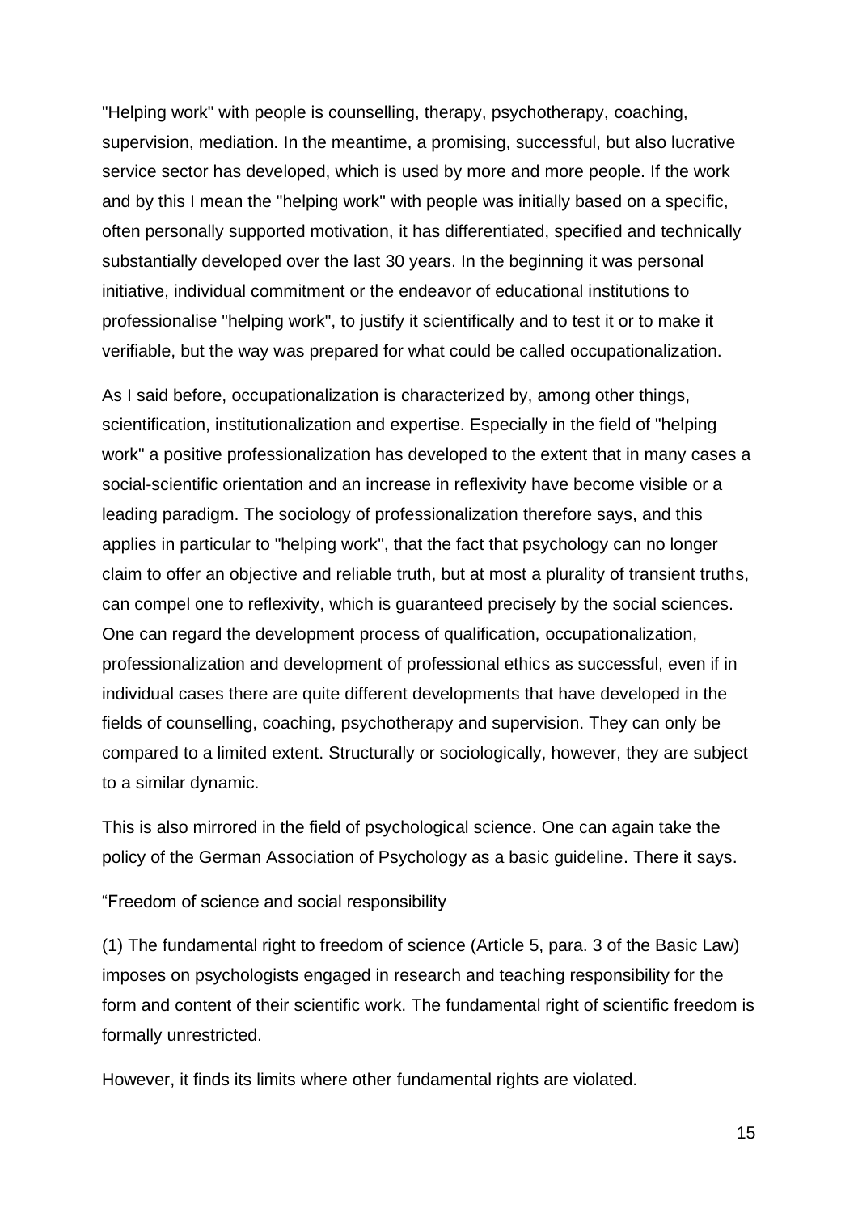"Helping work" with people is counselling, therapy, psychotherapy, coaching, supervision, mediation. In the meantime, a promising, successful, but also lucrative service sector has developed, which is used by more and more people. If the work and by this I mean the "helping work" with people was initially based on a specific, often personally supported motivation, it has differentiated, specified and technically substantially developed over the last 30 years. In the beginning it was personal initiative, individual commitment or the endeavor of educational institutions to professionalise "helping work", to justify it scientifically and to test it or to make it verifiable, but the way was prepared for what could be called occupationalization.

As I said before, occupationalization is characterized by, among other things, scientification, institutionalization and expertise. Especially in the field of "helping work" a positive professionalization has developed to the extent that in many cases a social-scientific orientation and an increase in reflexivity have become visible or a leading paradigm. The sociology of professionalization therefore says, and this applies in particular to "helping work", that the fact that psychology can no longer claim to offer an objective and reliable truth, but at most a plurality of transient truths, can compel one to reflexivity, which is guaranteed precisely by the social sciences. One can regard the development process of qualification, occupationalization, professionalization and development of professional ethics as successful, even if in individual cases there are quite different developments that have developed in the fields of counselling, coaching, psychotherapy and supervision. They can only be compared to a limited extent. Structurally or sociologically, however, they are subject to a similar dynamic.

This is also mirrored in the field of psychological science. One can again take the policy of the German Association of Psychology as a basic guideline. There it says.

"Freedom of science and social responsibility

(1) The fundamental right to freedom of science (Article 5, para. 3 of the Basic Law) imposes on psychologists engaged in research and teaching responsibility for the form and content of their scientific work. The fundamental right of scientific freedom is formally unrestricted.

However, it finds its limits where other fundamental rights are violated.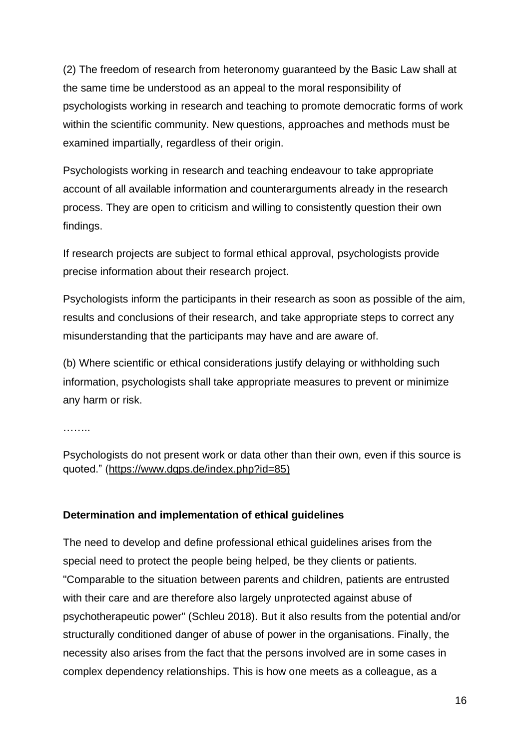(2) The freedom of research from heteronomy guaranteed by the Basic Law shall at the same time be understood as an appeal to the moral responsibility of psychologists working in research and teaching to promote democratic forms of work within the scientific community. New questions, approaches and methods must be examined impartially, regardless of their origin.

Psychologists working in research and teaching endeavour to take appropriate account of all available information and counterarguments already in the research process. They are open to criticism and willing to consistently question their own findings.

If research projects are subject to formal ethical approval, psychologists provide precise information about their research project.

Psychologists inform the participants in their research as soon as possible of the aim, results and conclusions of their research, and take appropriate steps to correct any misunderstanding that the participants may have and are aware of.

(b) Where scientific or ethical considerations justify delaying or withholding such information, psychologists shall take appropriate measures to prevent or minimize any harm or risk.

……..

Psychologists do not present work or data other than their own, even if this source is quoted." (https://www.dgps.de/index.php?id=85)

**Determination and implementation of ethical guidelines**

The need to develop and define professional ethical guidelines arises from the special need to protect the people being helped, be they clients or patients. "Comparable to the situation between parents and children, patients are entrusted with their care and are therefore also largely unprotected against abuse of psychotherapeutic power" (Schleu 2018). But it also results from the potential and/or structurally conditioned danger of abuse of power in the organisations. Finally, the necessity also arises from the fact that the persons involved are in some cases in complex dependency relationships. This is how one meets as a colleague, as a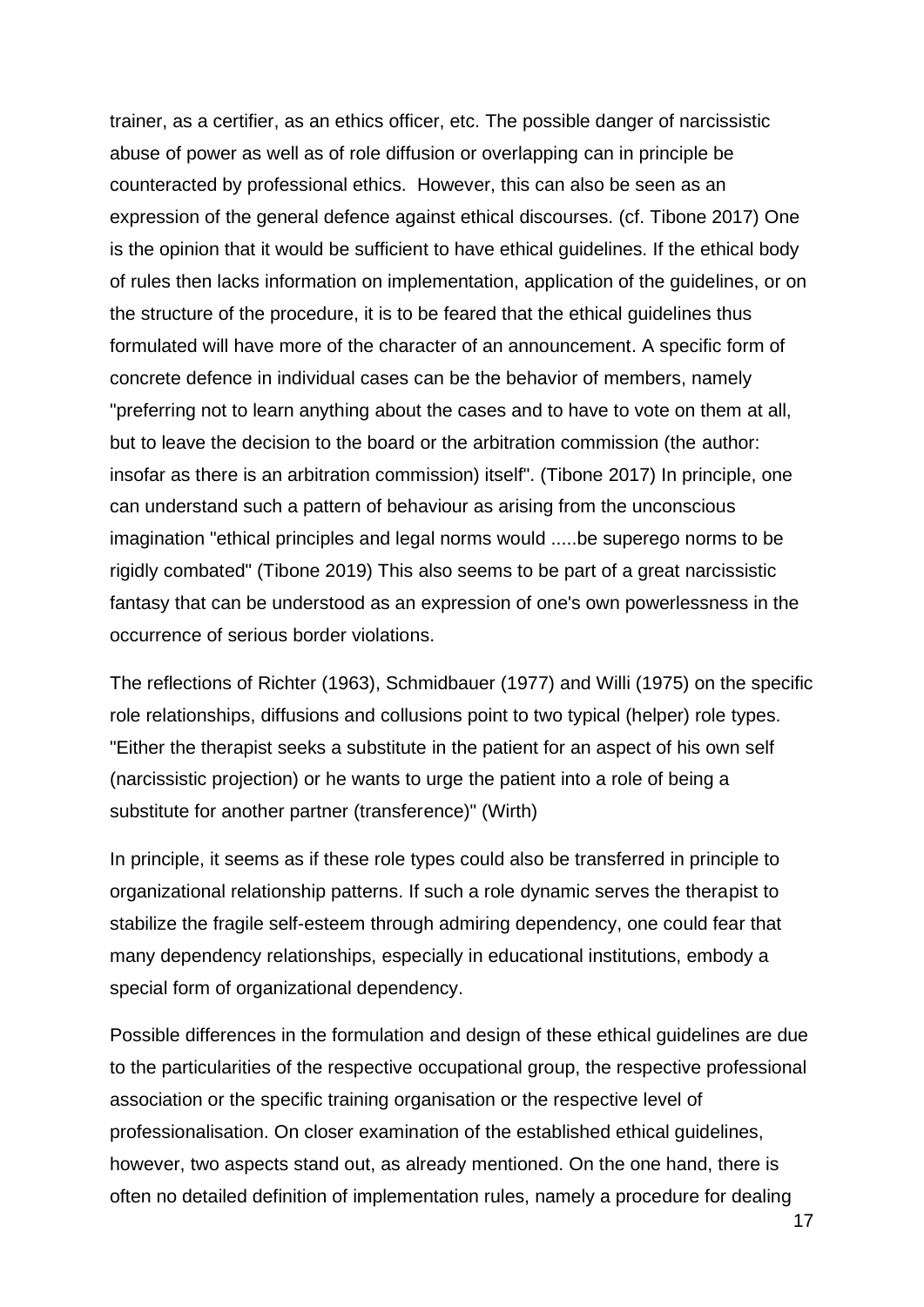trainer, as a certifier, as an ethics officer, etc. The possible danger of narcissistic abuse of power as well as of role diffusion or overlapping can in principle be counteracted by professional ethics. However, this can also be seen as an expression of the general defence against ethical discourses. (cf. Tibone 2017) One is the opinion that it would be sufficient to have ethical guidelines. If the ethical body of rules then lacks information on implementation, application of the guidelines, or on the structure of the procedure, it is to be feared that the ethical guidelines thus formulated will have more of the character of an announcement. A specific form of concrete defence in individual cases can be the behavior of members, namely "preferring not to learn anything about the cases and to have to vote on them at all, but to leave the decision to the board or the arbitration commission (the author: insofar as there is an arbitration commission) itself". (Tibone 2017) In principle, one can understand such a pattern of behaviour as arising from the unconscious imagination "ethical principles and legal norms would .....be superego norms to be rigidly combated" (Tibone 2019) This also seems to be part of a great narcissistic fantasy that can be understood as an expression of one's own powerlessness in the occurrence of serious border violations.

The reflections of Richter (1963), Schmidbauer (1977) and Willi (1975) on the specific role relationships, diffusions and collusions point to two typical (helper) role types. "Either the therapist seeks a substitute in the patient for an aspect of his own self (narcissistic projection) or he wants to urge the patient into a role of being a substitute for another partner (transference)" (Wirth)

In principle, it seems as if these role types could also be transferred in principle to organizational relationship patterns. If such a role dynamic serves the therapist to stabilize the fragile self-esteem through admiring dependency, one could fear that many dependency relationships, especially in educational institutions, embody a special form of organizational dependency.

Possible differences in the formulation and design of these ethical guidelines are due to the particularities of the respective occupational group, the respective professional association or the specific training organisation or the respective level of professionalisation. On closer examination of the established ethical guidelines, however, two aspects stand out, as already mentioned. On the one hand, there is often no detailed definition of implementation rules, namely a procedure for dealing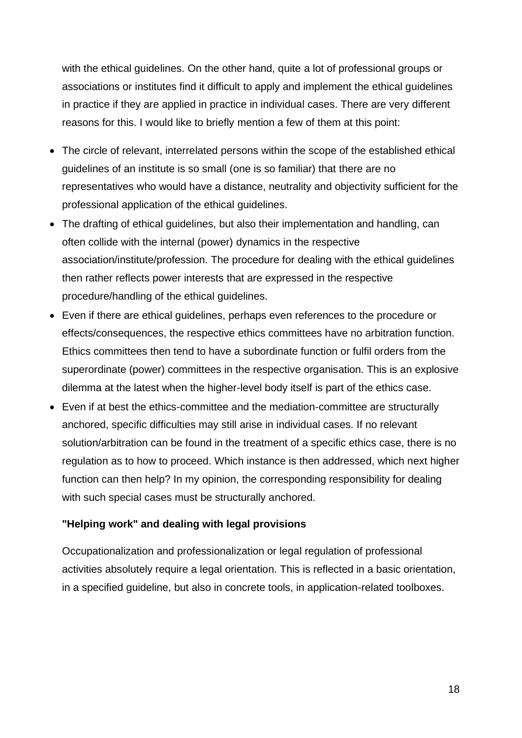with the ethical guidelines. On the other hand, quite a lot of professional groups or associations or institutes find it difficult to apply and implement the ethical guidelines in practice if they are applied in practice in individual cases. There are very different reasons for this. I would like to briefly mention a few of them at this point:

- The circle of relevant, interrelated persons within the scope of the established ethical guidelines of an institute is so small (one is so familiar) that there are no representatives who would have a distance, neutrality and objectivity sufficient for the professional application of the ethical guidelines.
- The drafting of ethical guidelines, but also their implementation and handling, can often collide with the internal (power) dynamics in the respective association/institute/profession. The procedure for dealing with the ethical guidelines then rather reflects power interests that are expressed in the respective procedure/handling of the ethical guidelines.
- Even if there are ethical guidelines, perhaps even references to the procedure or effects/consequences, the respective ethics committees have no arbitration function. Ethics committees then tend to have a subordinate function or fulfil orders from the superordinate (power) committees in the respective organisation. This is an explosive dilemma at the latest when the higher-level body itself is part of the ethics case.
- Even if at best the ethics-committee and the mediation-committee are structurally anchored, specific difficulties may still arise in individual cases. If no relevant solution/arbitration can be found in the treatment of a specific ethics case, there is no regulation as to how to proceed. Which instance is then addressed, which next higher function can then help? In my opinion, the corresponding responsibility for dealing with such special cases must be structurally anchored.

### "Helping work" and dealing with legal provisions

Occupationalization and professionalization or legal regulation of professional activities absolutely require a legal orientation. This is reflected in a basic orientation, in a specified guideline, but also in concrete tools, in application-related toolboxes.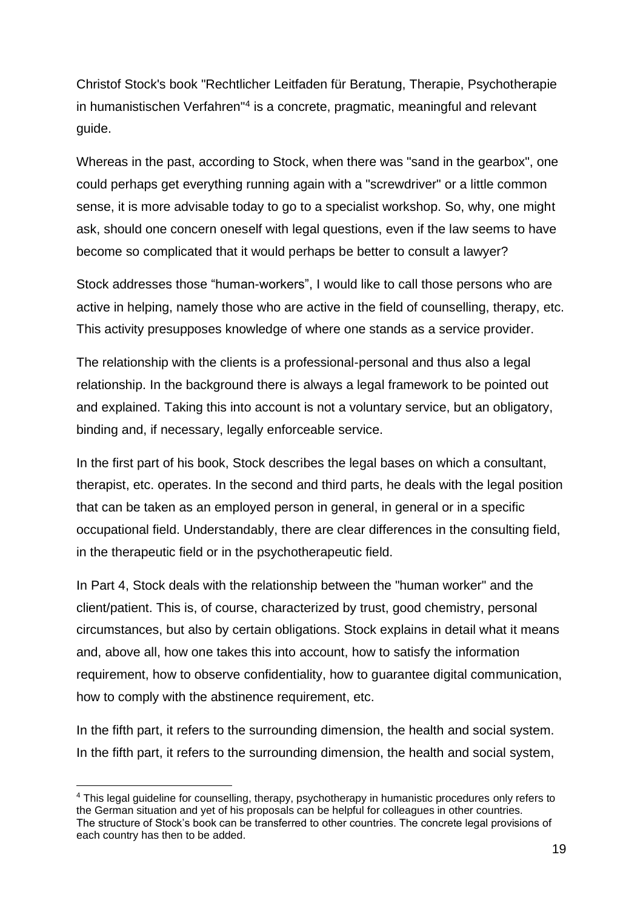Christof Stock's book "Rechtlicher Leitfaden für Beratung, Therapie, Psychotherapie in humanistischen Verfahren"[4] is a concrete, pragmatic, meaningful and relevant guide.

Whereas in the past, according to Stock, when there was "sand in the gearbox", one could perhaps get everything running again with a "screwdriver" or a little common sense, it is more advisable today to go to a specialist workshop. So, why, one might ask, should one concern oneself with legal questions, even if the law seems to have become so complicated that it would perhaps be better to consult a lawyer?

Stock addresses those "human-workers", I would like to call those persons who are active in helping, namely those who are active in the field of counselling, therapy, etc. This activity presupposes knowledge of where one stands as a service provider.

The relationship with the clients is a professional-personal and thus also a legal relationship. In the background there is always a legal framework to be pointed out and explained. Taking this into account is not a voluntary service, but an obligatory, binding and, if necessary, legally enforceable service.

In the first part of his book, Stock describes the legal bases on which a consultant, therapist, etc. operates. In the second and third parts, he deals with the legal position that can be taken as an employed person in general, in general or in a specific occupational field. Understandably, there are clear differences in the consulting field, in the therapeutic field or in the psychotherapeutic field.

In Part 4, Stock deals with the relationship between the "human worker" and the client/patient. This is, of course, characterized by trust, good chemistry, personal circumstances, but also by certain obligations. Stock explains in detail what it means and, above all, how one takes this into account, how to satisfy the information requirement, how to observe confidentiality, how to guarantee digital communication, how to comply with the abstinence requirement, etc.

In the fifth part, it refers to the surrounding dimension, the health and social system. In the fifth part, it refers to the surrounding dimension, the health and social system,

---

[4] This legal guideline for counselling, therapy, psychotherapy in humanistic procedures only refers to the German situation and yet of his proposals can be helpful for colleagues in other countries. The structure of Stock's book can be transferred to other countries. The concrete legal provisions of each country has then to be added.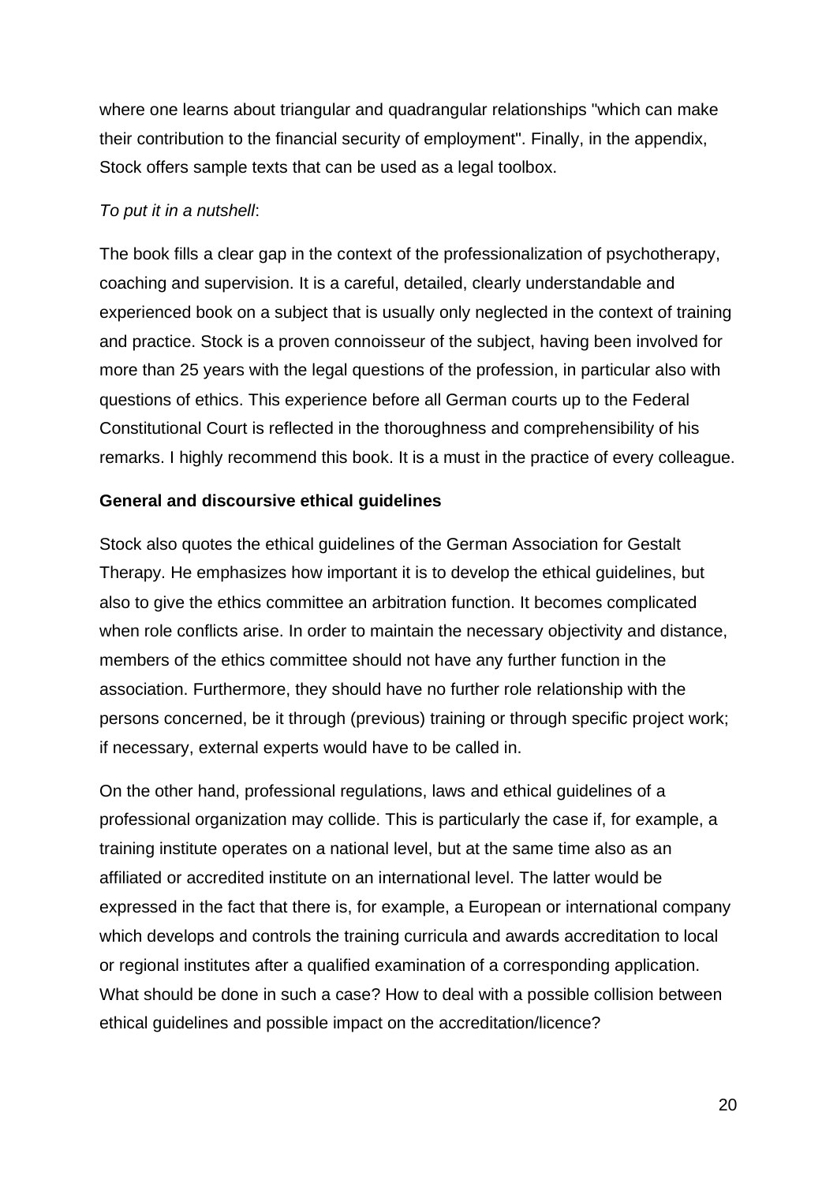where one learns about triangular and quadrangular relationships "which can make their contribution to the financial security of employment". Finally, in the appendix, Stock offers sample texts that can be used as a legal toolbox.

*To put it in a nutshell*:

The book fills a clear gap in the context of the professionalization of psychotherapy, coaching and supervision. It is a careful, detailed, clearly understandable and experienced book on a subject that is usually only neglected in the context of training and practice. Stock is a proven connoisseur of the subject, having been involved for more than 25 years with the legal questions of the profession, in particular also with questions of ethics. This experience before all German courts up to the Federal Constitutional Court is reflected in the thoroughness and comprehensibility of his remarks. I highly recommend this book. It is a must in the practice of every colleague.

**General and discoursive ethical guidelines**

Stock also quotes the ethical guidelines of the German Association for Gestalt Therapy. He emphasizes how important it is to develop the ethical guidelines, but also to give the ethics committee an arbitration function. It becomes complicated when role conflicts arise. In order to maintain the necessary objectivity and distance, members of the ethics committee should not have any further function in the association. Furthermore, they should have no further role relationship with the persons concerned, be it through (previous) training or through specific project work; if necessary, external experts would have to be called in.

On the other hand, professional regulations, laws and ethical guidelines of a professional organization may collide. This is particularly the case if, for example, a training institute operates on a national level, but at the same time also as an affiliated or accredited institute on an international level. The latter would be expressed in the fact that there is, for example, a European or international company which develops and controls the training curricula and awards accreditation to local or regional institutes after a qualified examination of a corresponding application. What should be done in such a case? How to deal with a possible collision between ethical guidelines and possible impact on the accreditation/licence?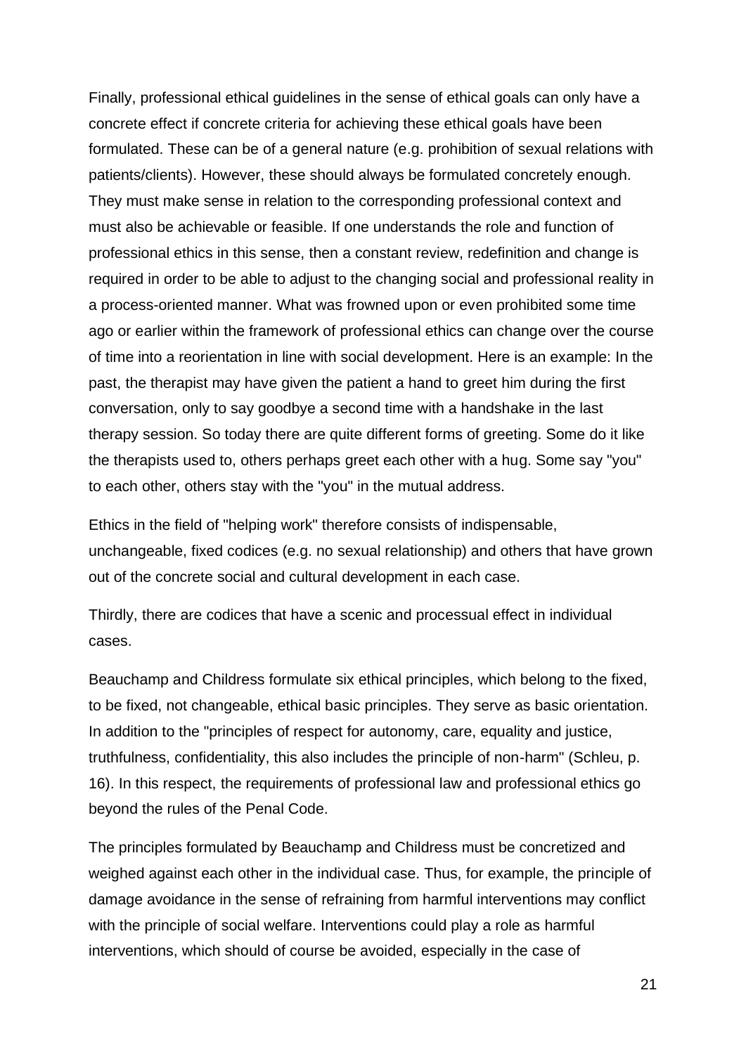Finally, professional ethical guidelines in the sense of ethical goals can only have a concrete effect if concrete criteria for achieving these ethical goals have been formulated. These can be of a general nature (e.g. prohibition of sexual relations with patients/clients). However, these should always be formulated concretely enough. They must make sense in relation to the corresponding professional context and must also be achievable or feasible. If one understands the role and function of professional ethics in this sense, then a constant review, redefinition and change is required in order to be able to adjust to the changing social and professional reality in a process-oriented manner. What was frowned upon or even prohibited some time ago or earlier within the framework of professional ethics can change over the course of time into a reorientation in line with social development. Here is an example: In the past, the therapist may have given the patient a hand to greet him during the first conversation, only to say goodbye a second time with a handshake in the last therapy session. So today there are quite different forms of greeting. Some do it like the therapists used to, others perhaps greet each other with a hug. Some say "you" to each other, others stay with the "you" in the mutual address.

Ethics in the field of "helping work" therefore consists of indispensable, unchangeable, fixed codices (e.g. no sexual relationship) and others that have grown out of the concrete social and cultural development in each case.

Thirdly, there are codices that have a scenic and processual effect in individual cases.

Beauchamp and Childress formulate six ethical principles, which belong to the fixed, to be fixed, not changeable, ethical basic principles. They serve as basic orientation. In addition to the "principles of respect for autonomy, care, equality and justice, truthfulness, confidentiality, this also includes the principle of non-harm" (Schleu, p. 16). In this respect, the requirements of professional law and professional ethics go beyond the rules of the Penal Code.

The principles formulated by Beauchamp and Childress must be concretized and weighed against each other in the individual case. Thus, for example, the principle of damage avoidance in the sense of refraining from harmful interventions may conflict with the principle of social welfare. Interventions could play a role as harmful interventions, which should of course be avoided, especially in the case of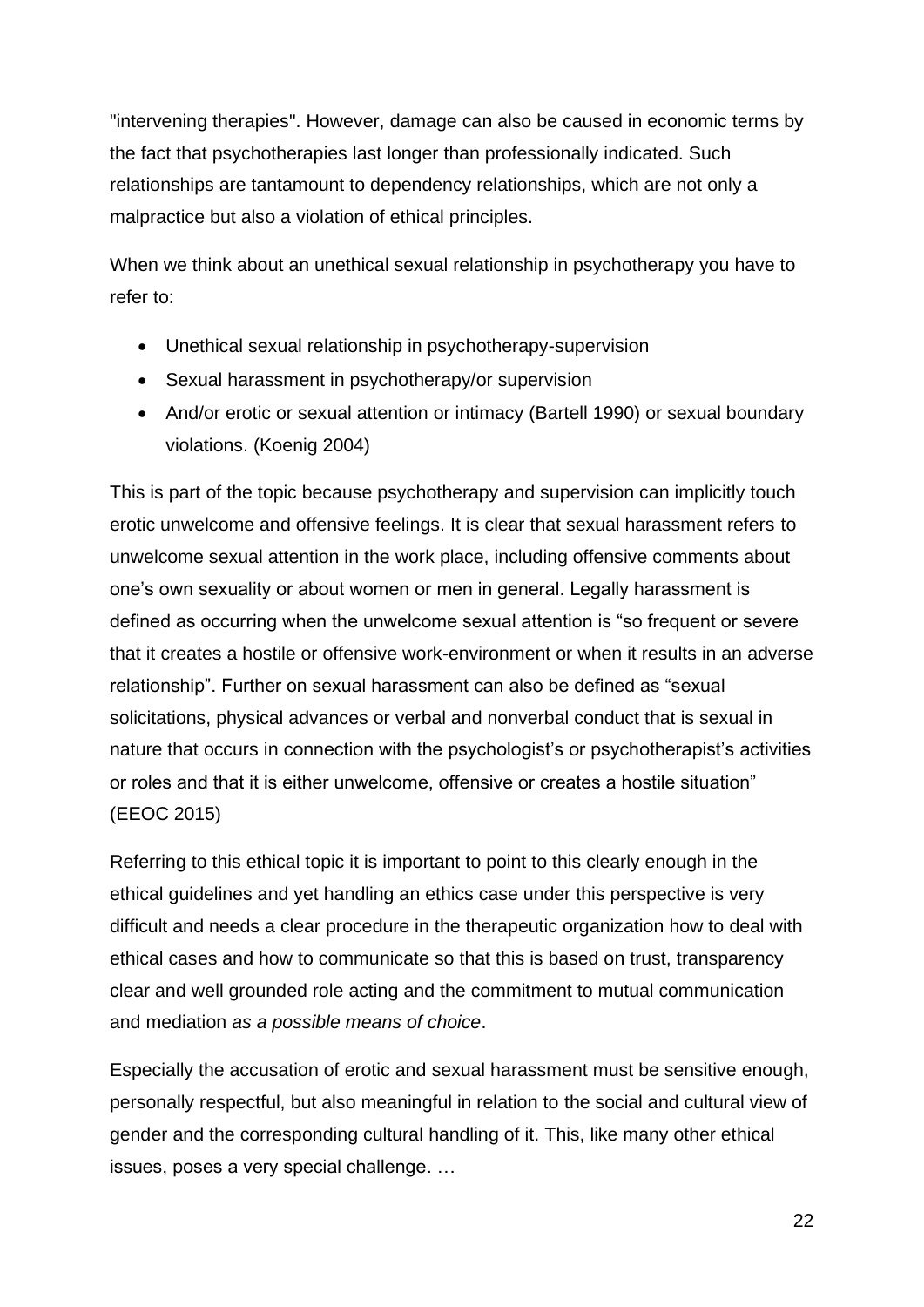"intervening therapies". However, damage can also be caused in economic terms by the fact that psychotherapies last longer than professionally indicated. Such relationships are tantamount to dependency relationships, which are not only a malpractice but also a violation of ethical principles.

When we think about an unethical sexual relationship in psychotherapy you have to refer to:

- Unethical sexual relationship in psychotherapy-supervision
- Sexual harassment in psychotherapy/or supervision
- And/or erotic or sexual attention or intimacy (Bartell 1990) or sexual boundary violations. (Koenig 2004)

This is part of the topic because psychotherapy and supervision can implicitly touch erotic unwelcome and offensive feelings. It is clear that sexual harassment refers to unwelcome sexual attention in the work place, including offensive comments about one's own sexuality or about women or men in general. Legally harassment is defined as occurring when the unwelcome sexual attention is "so frequent or severe that it creates a hostile or offensive work-environment or when it results in an adverse relationship". Further on sexual harassment can also be defined as "sexual solicitations, physical advances or verbal and nonverbal conduct that is sexual in nature that occurs in connection with the psychologist's or psychotherapist's activities or roles and that it is either unwelcome, offensive or creates a hostile situation" (EEOC 2015)

Referring to this ethical topic it is important to point to this clearly enough in the ethical guidelines and yet handling an ethics case under this perspective is very difficult and needs a clear procedure in the therapeutic organization how to deal with ethical cases and how to communicate so that this is based on trust, transparency clear and well grounded role acting and the commitment to mutual communication and mediation *as a possible means of choice*.

Especially the accusation of erotic and sexual harassment must be sensitive enough, personally respectful, but also meaningful in relation to the social and cultural view of gender and the corresponding cultural handling of it. This, like many other ethical issues, poses a very special challenge. …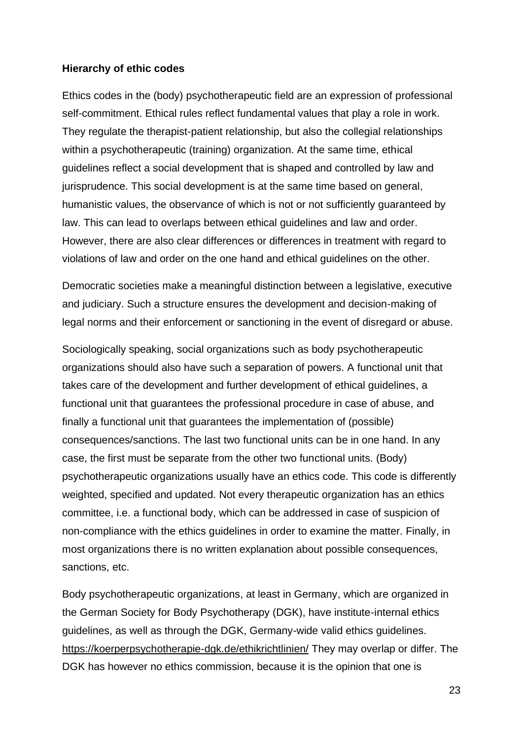**Hierarchy of ethic codes**

Ethics codes in the (body) psychotherapeutic field are an expression of professional self-commitment. Ethical rules reflect fundamental values that play a role in work. They regulate the therapist-patient relationship, but also the collegial relationships within a psychotherapeutic (training) organization. At the same time, ethical guidelines reflect a social development that is shaped and controlled by law and jurisprudence. This social development is at the same time based on general, humanistic values, the observance of which is not or not sufficiently guaranteed by law. This can lead to overlaps between ethical guidelines and law and order. However, there are also clear differences or differences in treatment with regard to violations of law and order on the one hand and ethical guidelines on the other.

Democratic societies make a meaningful distinction between a legislative, executive and judiciary. Such a structure ensures the development and decision-making of legal norms and their enforcement or sanctioning in the event of disregard or abuse.

Sociologically speaking, social organizations such as body psychotherapeutic organizations should also have such a separation of powers. A functional unit that takes care of the development and further development of ethical guidelines, a functional unit that guarantees the professional procedure in case of abuse, and finally a functional unit that guarantees the implementation of (possible) consequences/sanctions. The last two functional units can be in one hand. In any case, the first must be separate from the other two functional units. (Body) psychotherapeutic organizations usually have an ethics code. This code is differently weighted, specified and updated. Not every therapeutic organization has an ethics committee, i.e. a functional body, which can be addressed in case of suspicion of non-compliance with the ethics guidelines in order to examine the matter. Finally, in most organizations there is no written explanation about possible consequences, sanctions, etc.

Body psychotherapeutic organizations, at least in Germany, which are organized in the German Society for Body Psychotherapy (DGK), have institute-internal ethics guidelines, as well as through the DGK, Germany-wide valid ethics guidelines. https://koerperpsychotherapie-dgk.de/ethikrichtlinien/ They may overlap or differ. The DGK has however no ethics commission, because it is the opinion that one is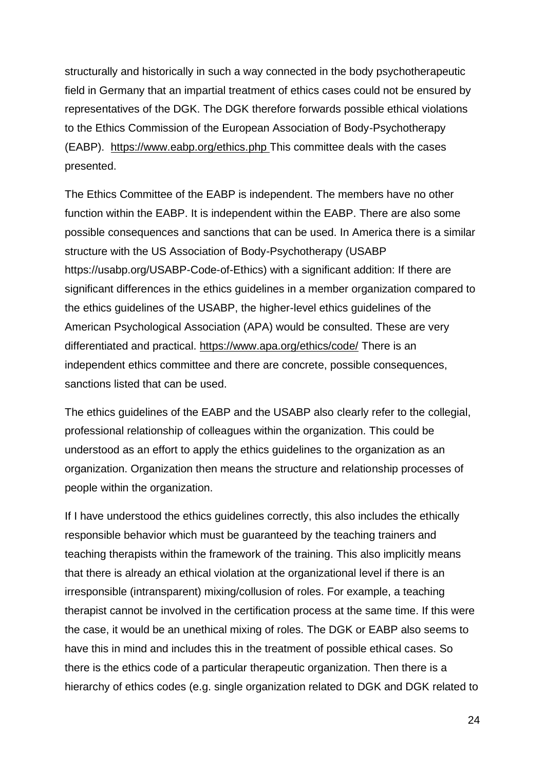structurally and historically in such a way connected in the body psychotherapeutic field in Germany that an impartial treatment of ethics cases could not be ensured by representatives of the DGK. The DGK therefore forwards possible ethical violations to the Ethics Commission of the European Association of Body-Psychotherapy (EABP). https://www.eabp.org/ethics.php This committee deals with the cases presented.

The Ethics Committee of the EABP is independent. The members have no other function within the EABP. It is independent within the EABP. There are also some possible consequences and sanctions that can be used. In America there is a similar structure with the US Association of Body-Psychotherapy (USABP https://usabp.org/USABP-Code-of-Ethics) with a significant addition: If there are significant differences in the ethics guidelines in a member organization compared to the ethics guidelines of the USABP, the higher-level ethics guidelines of the American Psychological Association (APA) would be consulted. These are very differentiated and practical. https://www.apa.org/ethics/code/ There is an independent ethics committee and there are concrete, possible consequences, sanctions listed that can be used.

The ethics guidelines of the EABP and the USABP also clearly refer to the collegial, professional relationship of colleagues within the organization. This could be understood as an effort to apply the ethics guidelines to the organization as an organization. Organization then means the structure and relationship processes of people within the organization.

If I have understood the ethics guidelines correctly, this also includes the ethically responsible behavior which must be guaranteed by the teaching trainers and teaching therapists within the framework of the training. This also implicitly means that there is already an ethical violation at the organizational level if there is an irresponsible (intransparent) mixing/collusion of roles. For example, a teaching therapist cannot be involved in the certification process at the same time. If this were the case, it would be an unethical mixing of roles. The DGK or EABP also seems to have this in mind and includes this in the treatment of possible ethical cases. So there is the ethics code of a particular therapeutic organization. Then there is a hierarchy of ethics codes (e.g. single organization related to DGK and DGK related to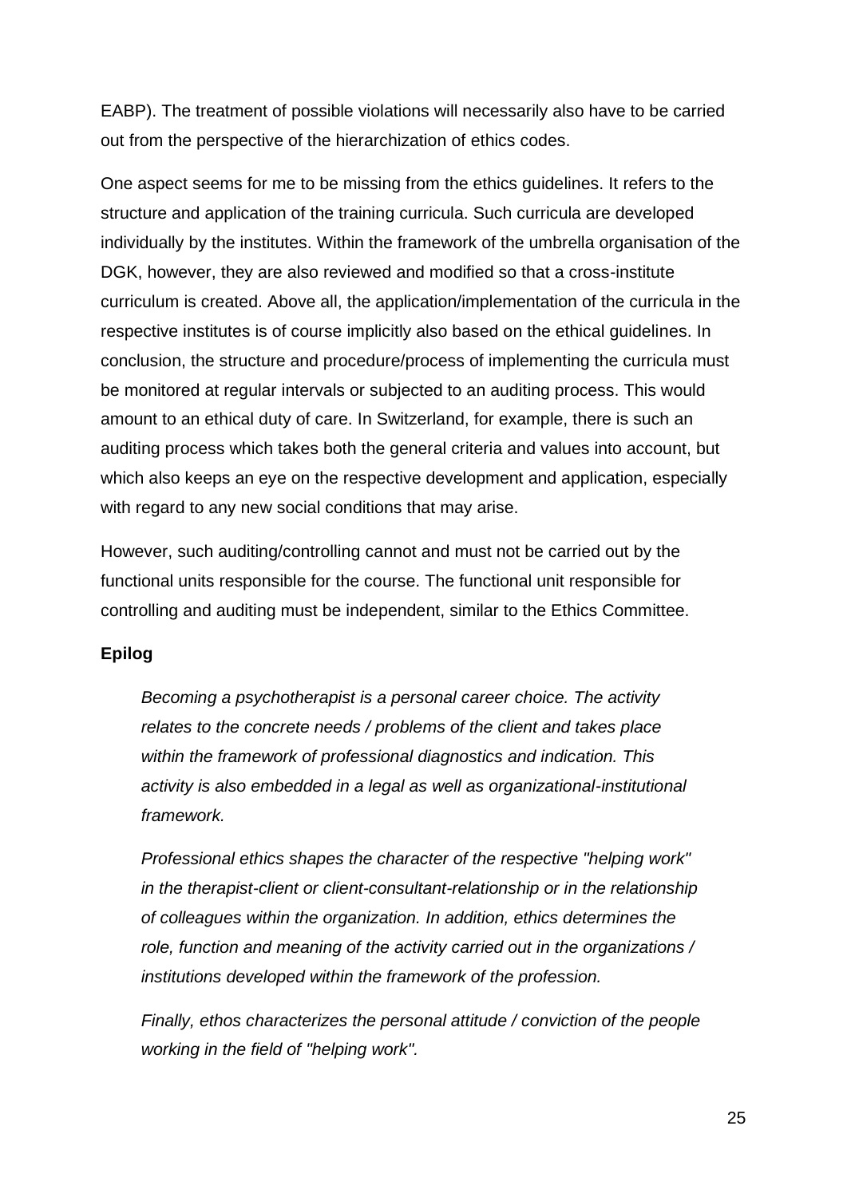EABP). The treatment of possible violations will necessarily also have to be carried out from the perspective of the hierarchization of ethics codes.

One aspect seems for me to be missing from the ethics guidelines. It refers to the structure and application of the training curricula. Such curricula are developed individually by the institutes. Within the framework of the umbrella organisation of the DGK, however, they are also reviewed and modified so that a cross-institute curriculum is created. Above all, the application/implementation of the curricula in the respective institutes is of course implicitly also based on the ethical guidelines. In conclusion, the structure and procedure/process of implementing the curricula must be monitored at regular intervals or subjected to an auditing process. This would amount to an ethical duty of care. In Switzerland, for example, there is such an auditing process which takes both the general criteria and values into account, but which also keeps an eye on the respective development and application, especially with regard to any new social conditions that may arise.

However, such auditing/controlling cannot and must not be carried out by the functional units responsible for the course. The functional unit responsible for controlling and auditing must be independent, similar to the Ethics Committee.

**Epilog**

> *Becoming a psychotherapist is a personal career choice. The activity relates to the concrete needs / problems of the client and takes place within the framework of professional diagnostics and indication. This activity is also embedded in a legal as well as organizational-institutional framework.*
>
> *Professional ethics shapes the character of the respective "helping work" in the therapist-client or client-consultant-relationship or in the relationship of colleagues within the organization. In addition, ethics determines the role, function and meaning of the activity carried out in the organizations / institutions developed within the framework of the profession.*
>
> *Finally, ethos characterizes the personal attitude / conviction of the people working in the field of "helping work".*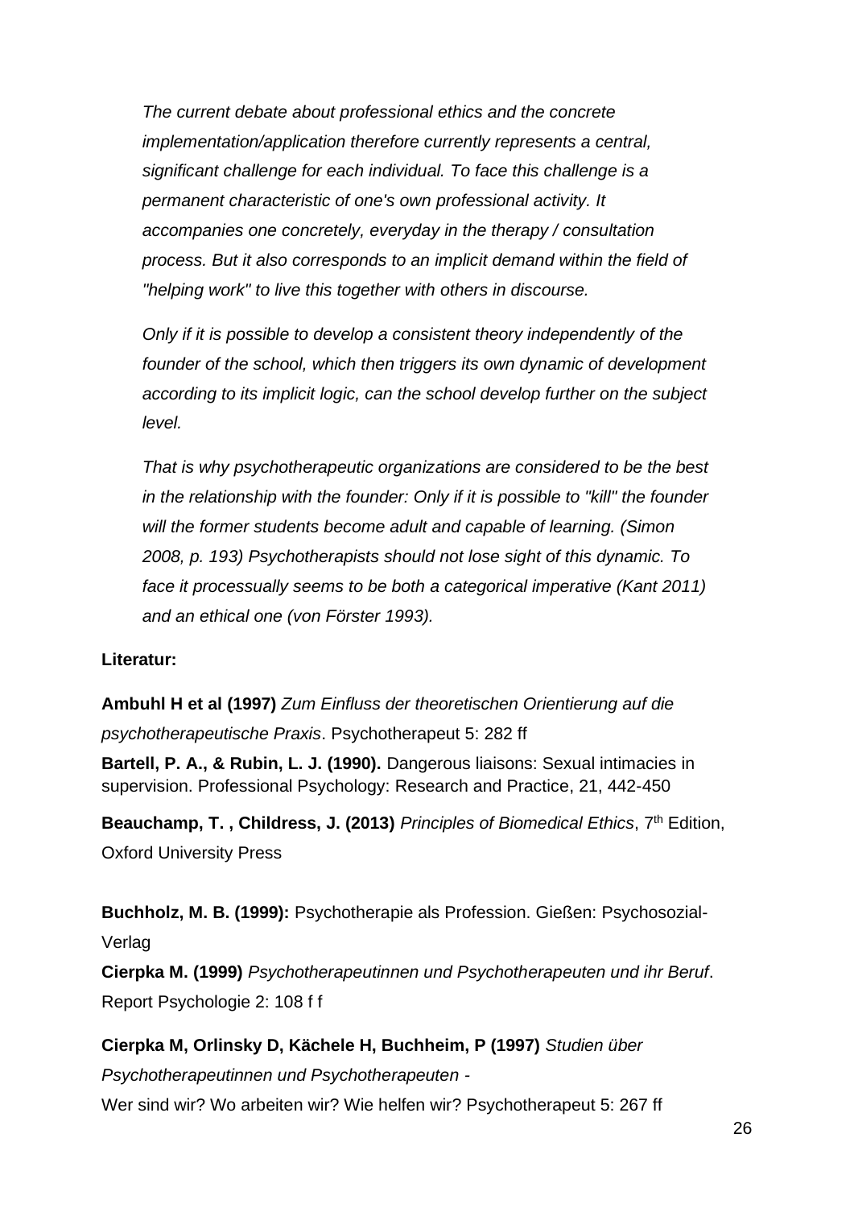*The current debate about professional ethics and the concrete implementation/application therefore currently represents a central, significant challenge for each individual. To face this challenge is a permanent characteristic of one's own professional activity. It accompanies one concretely, everyday in the therapy / consultation process. But it also corresponds to an implicit demand within the field of "helping work" to live this together with others in discourse.*

*Only if it is possible to develop a consistent theory independently of the founder of the school, which then triggers its own dynamic of development according to its implicit logic, can the school develop further on the subject level.*

*That is why psychotherapeutic organizations are considered to be the best in the relationship with the founder: Only if it is possible to "kill" the founder will the former students become adult and capable of learning. (Simon 2008, p. 193) Psychotherapists should not lose sight of this dynamic. To face it processually seems to be both a categorical imperative (Kant 2011) and an ethical one (von Förster 1993).*

**Literatur:**

**Ambuhl H et al (1997)** *Zum Einfluss der theoretischen Orientierung auf die psychotherapeutische Praxis*. Psychotherapeut 5: 282 ff

**Bartell, P. A., & Rubin, L. J. (1990).** Dangerous liaisons: Sexual intimacies in supervision. Professional Psychology: Research and Practice, 21, 442-450

**Beauchamp, T. , Childress, J. (2013)** *Principles of Biomedical Ethics*, 7th Edition, Oxford University Press

**Buchholz, M. B. (1999):** Psychotherapie als Profession. Gießen: Psychosozial-Verlag

**Cierpka M. (1999)** *Psychotherapeutinnen und Psychotherapeuten und ihr Beruf*. Report Psychologie 2: 108 f f

**Cierpka M, Orlinsky D, Kächele H, Buchheim, P (1997)** *Studien über Psychotherapeutinnen und Psychotherapeuten -*
Wer sind wir? Wo arbeiten wir? Wie helfen wir? Psychotherapeut 5: 267 ff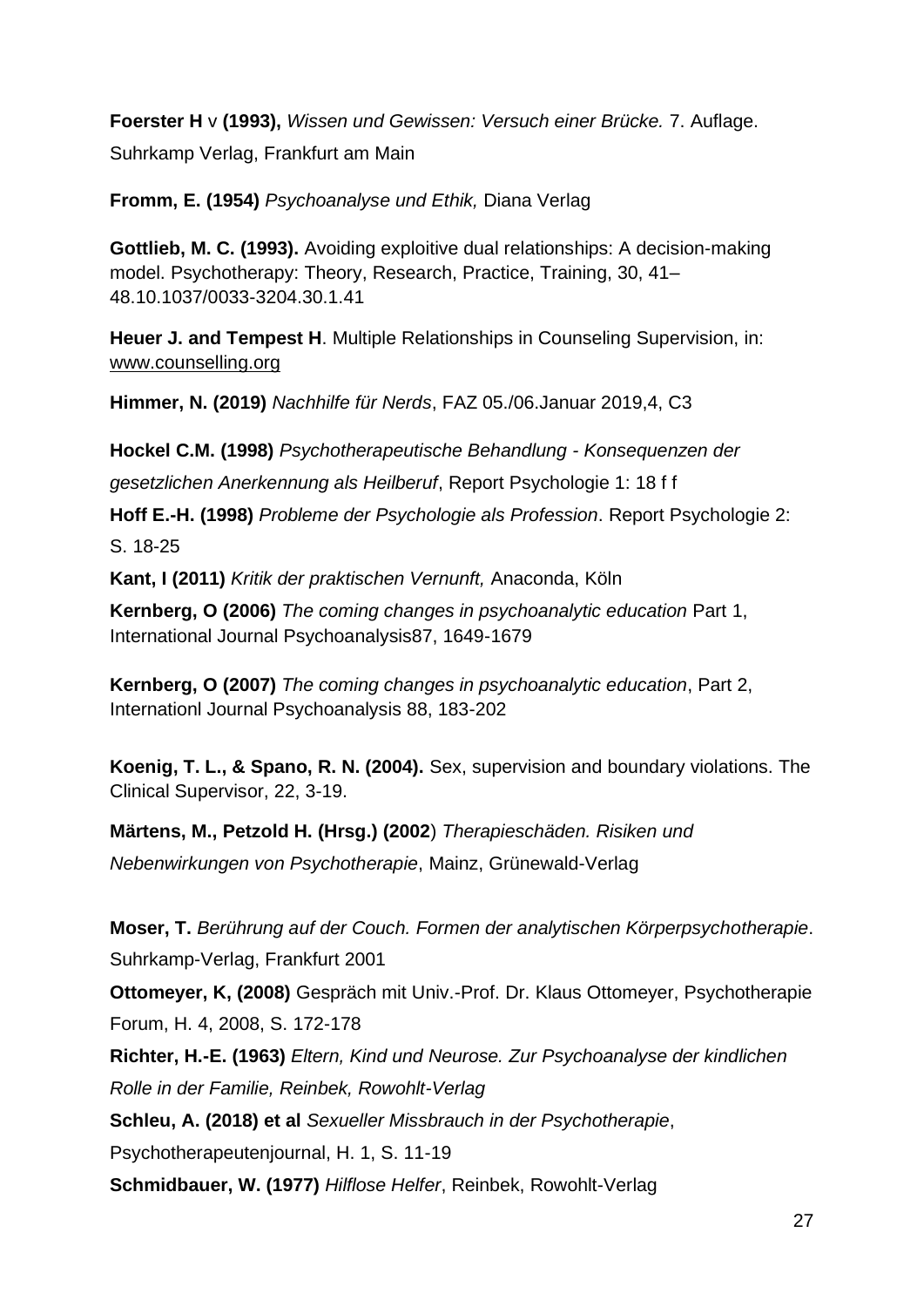**Foerster H** v **(1993),** *Wissen und Gewissen: Versuch einer Brücke.* 7. Auflage. Suhrkamp Verlag, Frankfurt am Main

**Fromm, E. (1954)** *Psychoanalyse und Ethik,* Diana Verlag

**Gottlieb, M. C. (1993).** Avoiding exploitive dual relationships: A decision-making model. Psychotherapy: Theory, Research, Practice, Training, 30, 41–48.10.1037/0033-3204.30.1.41

**Heuer J. and Tempest H**. Multiple Relationships in Counseling Supervision, in: www.counselling.org

**Himmer, N. (2019)** *Nachhilfe für Nerds*, FAZ 05./06.Januar 2019,4, C3

**Hockel C.M. (1998)** *Psychotherapeutische Behandlung - Konsequenzen der gesetzlichen Anerkennung als Heilberuf*, Report Psychologie 1: 18 f f

**Hoff E.-H. (1998)** *Probleme der Psychologie als Profession*. Report Psychologie 2: S. 18-25

**Kant, I (2011)** *Kritik der praktischen Vernunft,* Anaconda, Köln

**Kernberg, O (2006)** *The coming changes in psychoanalytic education* Part 1, International Journal Psychoanalysis87, 1649-1679

**Kernberg, O (2007)** *The coming changes in psychoanalytic education*, Part 2, Internationl Journal Psychoanalysis 88, 183-202

**Koenig, T. L., & Spano, R. N. (2004).** Sex, supervision and boundary violations. The Clinical Supervisor, 22, 3-19.

**Märtens, M., Petzold H. (Hrsg.) (2002**) *Therapieschäden. Risiken und Nebenwirkungen von Psychotherapie*, Mainz, Grünewald-Verlag

**Moser, T.** *Berührung auf der Couch. Formen der analytischen Körperpsychotherapie*. Suhrkamp-Verlag, Frankfurt 2001

**Ottomeyer, K, (2008)** Gespräch mit Univ.-Prof. Dr. Klaus Ottomeyer, Psychotherapie Forum, H. 4, 2008, S. 172-178

**Richter, H.-E. (1963)** *Eltern, Kind und Neurose. Zur Psychoanalyse der kindlichen Rolle in der Familie, Reinbek, Rowohlt-Verlag*

**Schleu, A. (2018) et al** *Sexueller Missbrauch in der Psychotherapie*, Psychotherapeutenjournal, H. 1, S. 11-19

**Schmidbauer, W. (1977)** *Hilflose Helfer*, Reinbek, Rowohlt-Verlag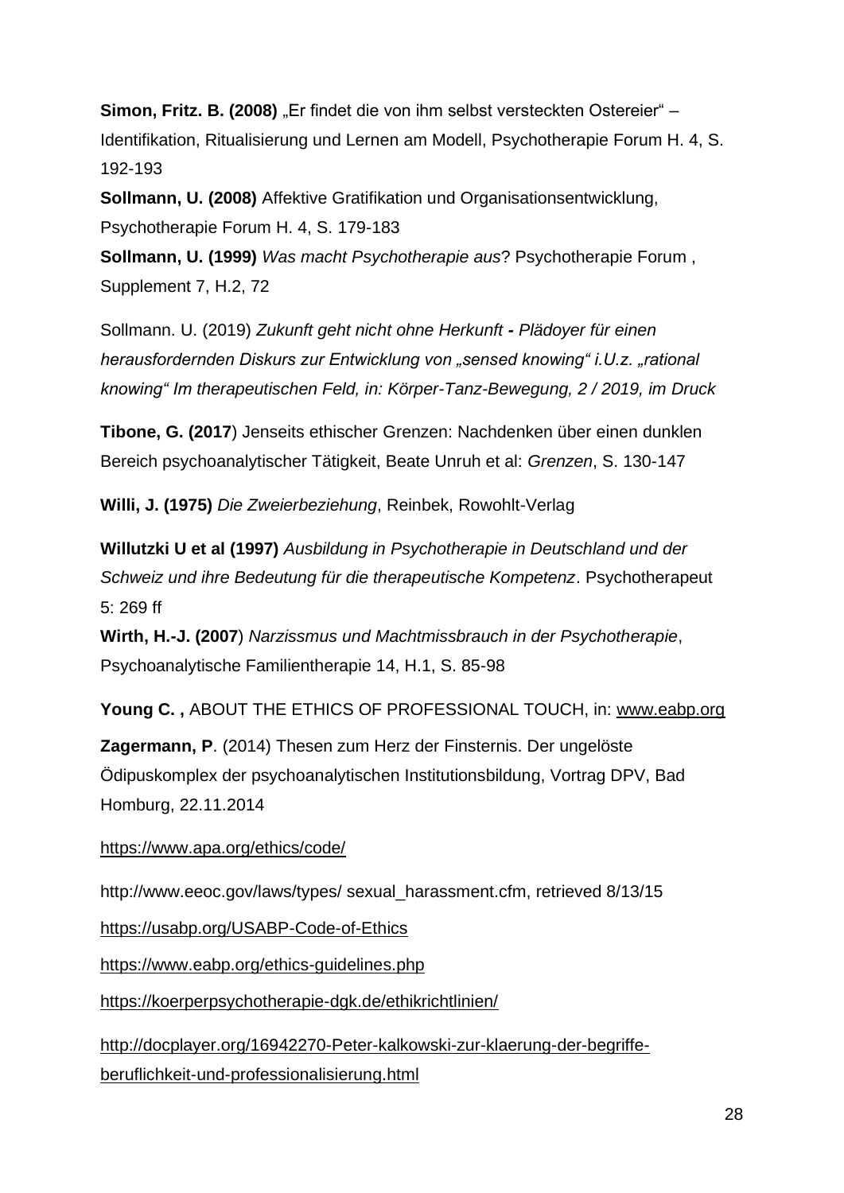**Simon, Fritz. B. (2008)** „Er findet die von ihm selbst versteckten Ostereier" – Identifikation, Ritualisierung und Lernen am Modell, Psychotherapie Forum H. 4, S. 192-193

**Sollmann, U. (2008)** Affektive Gratifikation und Organisationsentwicklung, Psychotherapie Forum H. 4, S. 179-183

**Sollmann, U. (1999)** *Was macht Psychotherapie aus*? Psychotherapie Forum , Supplement 7, H.2, 72

Sollmann. U. (2019) *Zukunft geht nicht ohne Herkunft* ***-*** *Plädoyer für einen herausfordernden Diskurs zur Entwicklung von „sensed knowing" i.U.z. „rational knowing" Im therapeutischen Feld, in: Körper-Tanz-Bewegung, 2 / 2019, im Druck*

**Tibone, G. (2017**) Jenseits ethischer Grenzen: Nachdenken über einen dunklen Bereich psychoanalytischer Tätigkeit, Beate Unruh et al: *Grenzen*, S. 130-147

**Willi, J. (1975)** *Die Zweierbeziehung*, Reinbek, Rowohlt-Verlag

**Willutzki U et al (1997)** *Ausbildung in Psychotherapie in Deutschland und der Schweiz und ihre Bedeutung für die therapeutische Kompetenz*. Psychotherapeut 5: 269 ff

**Wirth, H.-J. (2007**) *Narzissmus und Machtmissbrauch in der Psychotherapie*, Psychoanalytische Familientherapie 14, H.1, S. 85-98

**Young C. ,** ABOUT THE ETHICS OF PROFESSIONAL TOUCH, in: www.eabp.org

**Zagermann, P**. (2014) Thesen zum Herz der Finsternis. Der ungelöste Ödipuskomplex der psychoanalytischen Institutionsbildung, Vortrag DPV, Bad Homburg, 22.11.2014

https://www.apa.org/ethics/code/

http://www.eeoc.gov/laws/types/ sexual_harassment.cfm, retrieved 8/13/15

https://usabp.org/USABP-Code-of-Ethics

https://www.eabp.org/ethics-guidelines.php

https://koerperpsychotherapie-dgk.de/ethikrichtlinien/

http://docplayer.org/16942270-Peter-kalkowski-zur-klaerung-der-begriffe-beruflichkeit-und-professionalisierung.html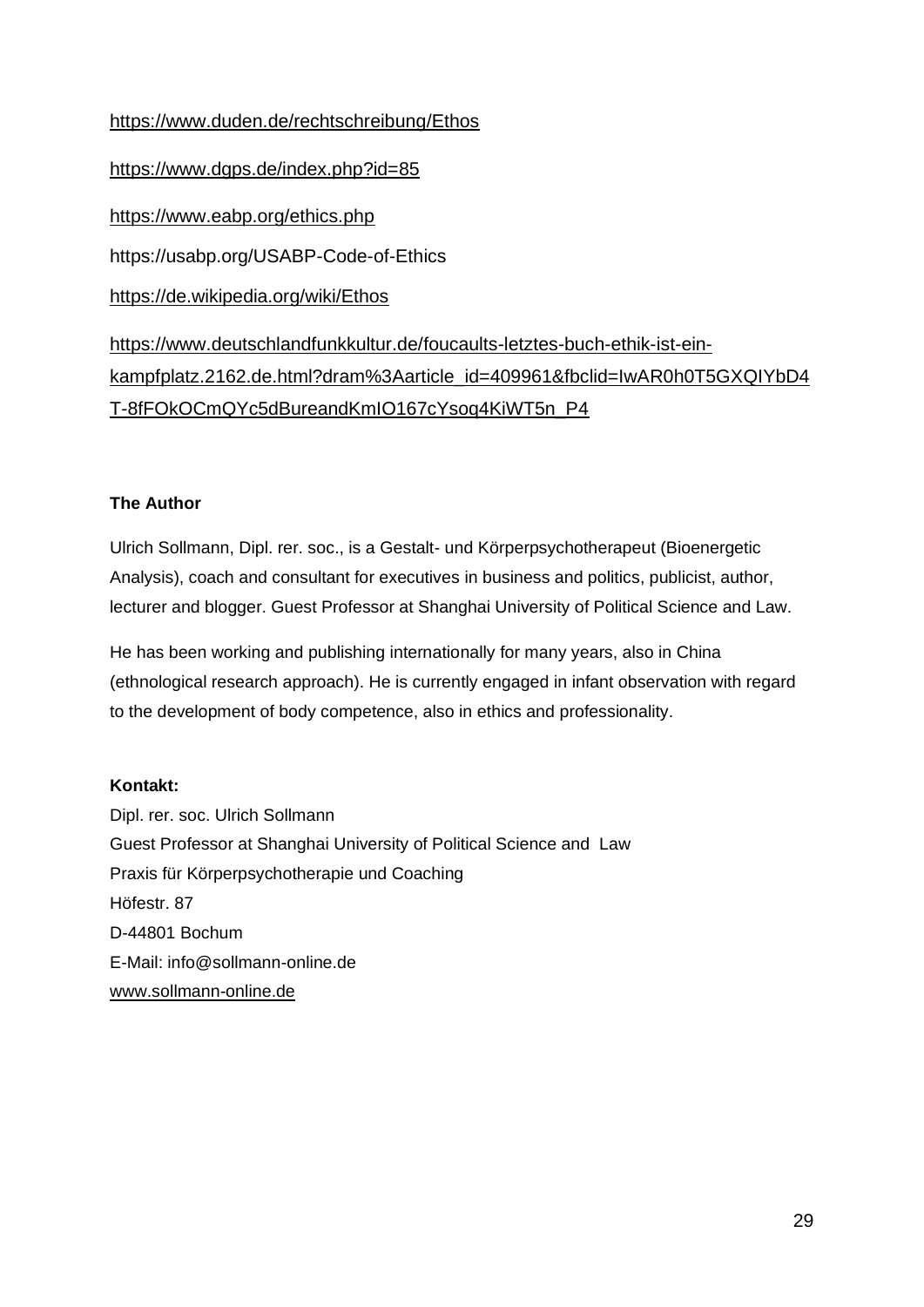https://www.duden.de/rechtschreibung/Ethos

https://www.dgps.de/index.php?id=85

https://www.eabp.org/ethics.php

https://usabp.org/USABP-Code-of-Ethics

https://de.wikipedia.org/wiki/Ethos

https://www.deutschlandfunkkultur.de/foucaults-letztes-buch-ethik-ist-ein-kampfplatz.2162.de.html?dram%3Aarticle_id=409961&fbclid=IwAR0h0T5GXQIYbD4T-8fFOkOCmQYc5dBureandKmIO167cYsoq4KiWT5n_P4

**The Author**

Ulrich Sollmann, Dipl. rer. soc., is a Gestalt- und Körperpsychotherapeut (Bioenergetic Analysis), coach and consultant for executives in business and politics, publicist, author, lecturer and blogger. Guest Professor at Shanghai University of Political Science and Law.

He has been working and publishing internationally for many years, also in China (ethnological research approach). He is currently engaged in infant observation with regard to the development of body competence, also in ethics and professionality.

**Kontakt:**
Dipl. rer. soc. Ulrich Sollmann
Guest Professor at Shanghai University of Political Science and Law
Praxis für Körperpsychotherapie und Coaching
Höfestr. 87
D-44801 Bochum
E-Mail: info@sollmann-online.de
www.sollmann-online.de